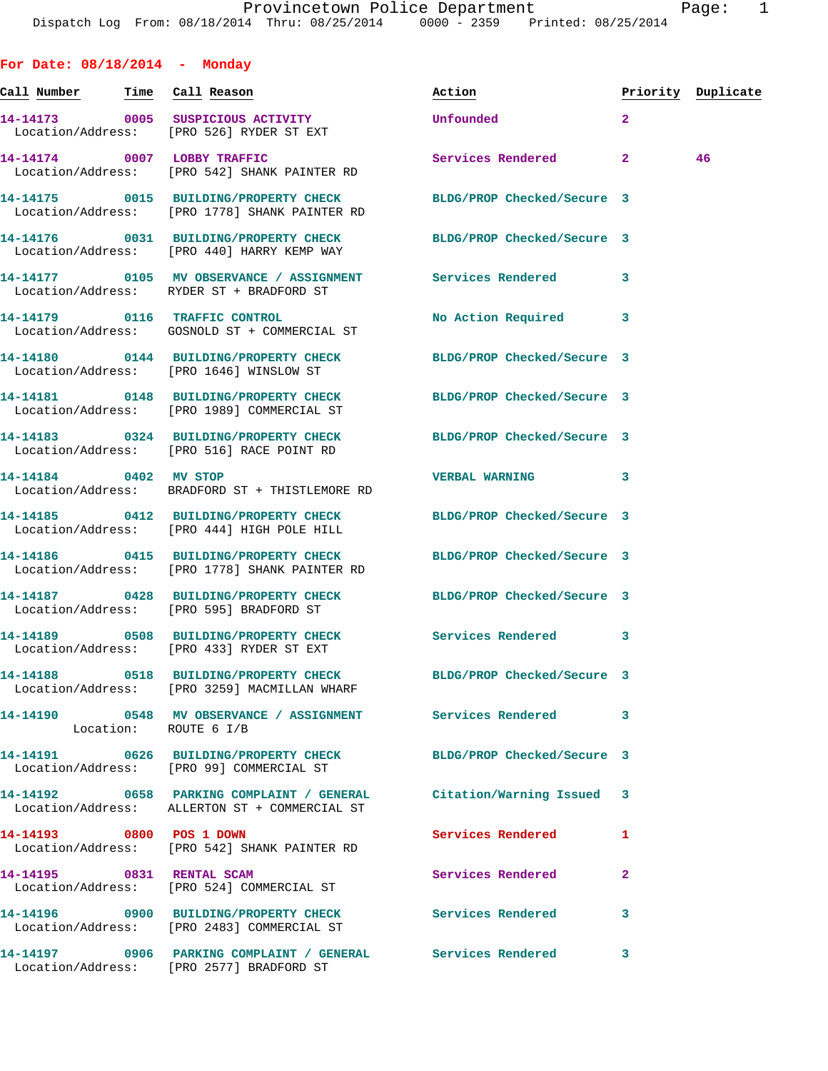For Date: 08/18/2014 - Monday

| Call Number | Time | Call Reason | Action | Priority | Duplicate |
|---|---|---|---|---|---|
| 14-14173 | 0005 | SUSPICIOUS ACTIVITY<br>Location/Address: [PRO 526] RYDER ST EXT | Unfounded | 2 | |
| 14-14174 | 0007 | LOBBY TRAFFIC<br>Location/Address: [PRO 542] SHANK PAINTER RD | Services Rendered | 2 | 46 |
| 14-14175 | 0015 | BUILDING/PROPERTY CHECK<br>Location/Address: [PRO 1778] SHANK PAINTER RD | BLDG/PROP Checked/Secure | 3 | |
| 14-14176 | 0031 | BUILDING/PROPERTY CHECK<br>Location/Address: [PRO 440] HARRY KEMP WAY | BLDG/PROP Checked/Secure | 3 | |
| 14-14177 | 0105 | MV OBSERVANCE / ASSIGNMENT<br>Location/Address: RYDER ST + BRADFORD ST | Services Rendered | 3 | |
| 14-14179 | 0116 | TRAFFIC CONTROL<br>Location/Address: GOSNOLD ST + COMMERCIAL ST | No Action Required | 3 | |
| 14-14180 | 0144 | BUILDING/PROPERTY CHECK<br>Location/Address: [PRO 1646] WINSLOW ST | BLDG/PROP Checked/Secure | 3 | |
| 14-14181 | 0148 | BUILDING/PROPERTY CHECK<br>Location/Address: [PRO 1989] COMMERCIAL ST | BLDG/PROP Checked/Secure | 3 | |
| 14-14183 | 0324 | BUILDING/PROPERTY CHECK<br>Location/Address: [PRO 516] RACE POINT RD | BLDG/PROP Checked/Secure | 3 | |
| 14-14184 | 0402 | MV STOP<br>Location/Address: BRADFORD ST + THISTLEMORE RD | VERBAL WARNING | 3 | |
| 14-14185 | 0412 | BUILDING/PROPERTY CHECK<br>Location/Address: [PRO 444] HIGH POLE HILL | BLDG/PROP Checked/Secure | 3 | |
| 14-14186 | 0415 | BUILDING/PROPERTY CHECK<br>Location/Address: [PRO 1778] SHANK PAINTER RD | BLDG/PROP Checked/Secure | 3 | |
| 14-14187 | 0428 | BUILDING/PROPERTY CHECK<br>Location/Address: [PRO 595] BRADFORD ST | BLDG/PROP Checked/Secure | 3 | |
| 14-14189 | 0508 | BUILDING/PROPERTY CHECK<br>Location/Address: [PRO 433] RYDER ST EXT | Services Rendered | 3 | |
| 14-14188 | 0518 | BUILDING/PROPERTY CHECK<br>Location/Address: [PRO 3259] MACMILLAN WHARF | BLDG/PROP Checked/Secure | 3 | |
| 14-14190 | 0548 | MV OBSERVANCE / ASSIGNMENT<br>Location: ROUTE 6 I/B | Services Rendered | 3 | |
| 14-14191 | 0626 | BUILDING/PROPERTY CHECK<br>Location/Address: [PRO 99] COMMERCIAL ST | BLDG/PROP Checked/Secure | 3 | |
| 14-14192 | 0658 | PARKING COMPLAINT / GENERAL<br>Location/Address: ALLERTON ST + COMMERCIAL ST | Citation/Warning Issued | 3 | |
| 14-14193 | 0800 | POS 1 DOWN<br>Location/Address: [PRO 542] SHANK PAINTER RD | Services Rendered | 1 | |
| 14-14195 | 0831 | RENTAL SCAM<br>Location/Address: [PRO 524] COMMERCIAL ST | Services Rendered | 2 | |
| 14-14196 | 0900 | BUILDING/PROPERTY CHECK<br>Location/Address: [PRO 2483] COMMERCIAL ST | Services Rendered | 3 | |
| 14-14197 | 0906 | PARKING COMPLAINT / GENERAL<br>Location/Address: [PRO 2577] BRADFORD ST | Services Rendered | 3 | |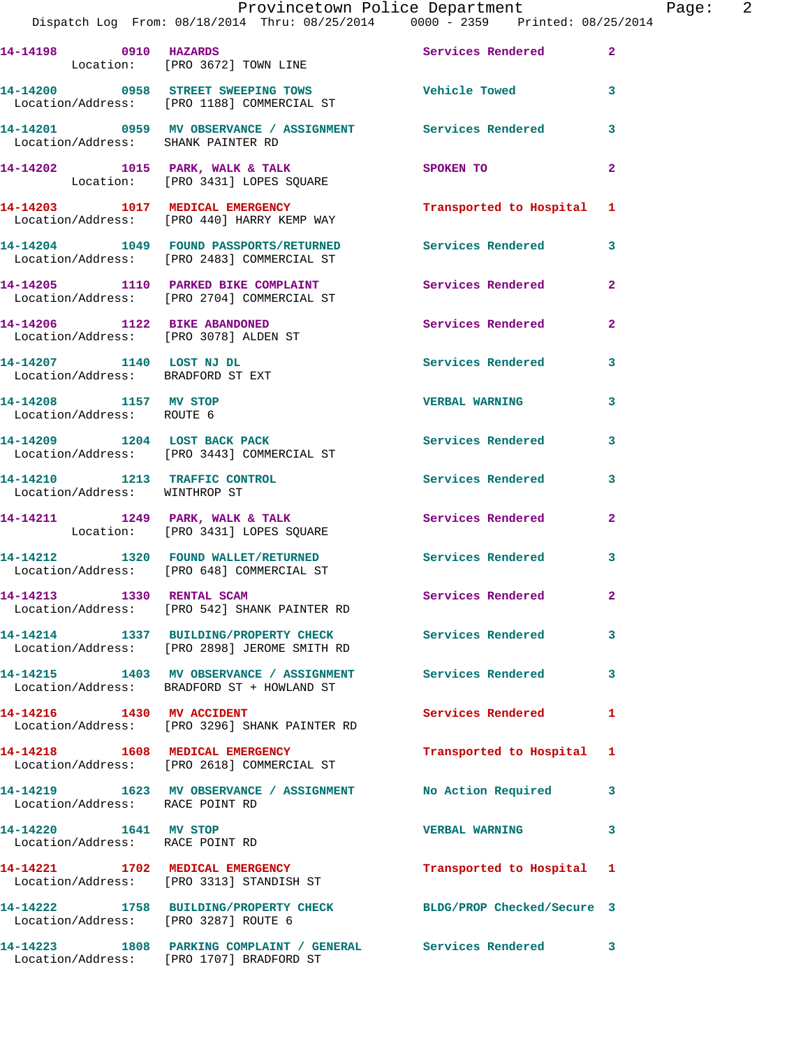14-14198 0910 HAZARDS Services Rendered 2
Location: [PRO 3672] TOWN LINE

14-14200 0958 STREET SWEEPING TOWS Vehicle Towed 3
Location/Address: [PRO 1188] COMMERCIAL ST

14-14201 0959 MV OBSERVANCE / ASSIGNMENT Services Rendered 3
Location/Address: SHANK PAINTER RD

14-14202 1015 PARK, WALK & TALK SPOKEN TO 2
Location: [PRO 3431] LOPES SQUARE

14-14203 1017 MEDICAL EMERGENCY Transported to Hospital 1
Location/Address: [PRO 440] HARRY KEMP WAY

14-14204 1049 FOUND PASSPORTS/RETURNED Services Rendered 3
Location/Address: [PRO 2483] COMMERCIAL ST

14-14205 1110 PARKED BIKE COMPLAINT Services Rendered 2
Location/Address: [PRO 2704] COMMERCIAL ST

14-14206 1122 BIKE ABANDONED Services Rendered 2
Location/Address: [PRO 3078] ALDEN ST

14-14207 1140 LOST NJ DL Services Rendered 3
Location/Address: BRADFORD ST EXT

14-14208 1157 MV STOP VERBAL WARNING 3
Location/Address: ROUTE 6

14-14209 1204 LOST BACK PACK Services Rendered 3
Location/Address: [PRO 3443] COMMERCIAL ST

14-14210 1213 TRAFFIC CONTROL Services Rendered 3
Location/Address: WINTHROP ST

14-14211 1249 PARK, WALK & TALK Services Rendered 2
Location: [PRO 3431] LOPES SQUARE

14-14212 1320 FOUND WALLET/RETURNED Services Rendered 3
Location/Address: [PRO 648] COMMERCIAL ST

14-14213 1330 RENTAL SCAM Services Rendered 2
Location/Address: [PRO 542] SHANK PAINTER RD

14-14214 1337 BUILDING/PROPERTY CHECK Services Rendered 3
Location/Address: [PRO 2898] JEROME SMITH RD

14-14215 1403 MV OBSERVANCE / ASSIGNMENT Services Rendered 3
Location/Address: BRADFORD ST + HOWLAND ST

14-14216 1430 MV ACCIDENT Services Rendered 1
Location/Address: [PRO 3296] SHANK PAINTER RD

14-14218 1608 MEDICAL EMERGENCY Transported to Hospital 1
Location/Address: [PRO 2618] COMMERCIAL ST

14-14219 1623 MV OBSERVANCE / ASSIGNMENT No Action Required 3
Location/Address: RACE POINT RD

14-14220 1641 MV STOP VERBAL WARNING 3
Location/Address: RACE POINT RD

14-14221 1702 MEDICAL EMERGENCY Transported to Hospital 1
Location/Address: [PRO 3313] STANDISH ST

14-14222 1758 BUILDING/PROPERTY CHECK BLDG/PROP Checked/Secure 3
Location/Address: [PRO 3287] ROUTE 6

14-14223 1808 PARKING COMPLAINT / GENERAL Services Rendered 3
Location/Address: [PRO 1707] BRADFORD ST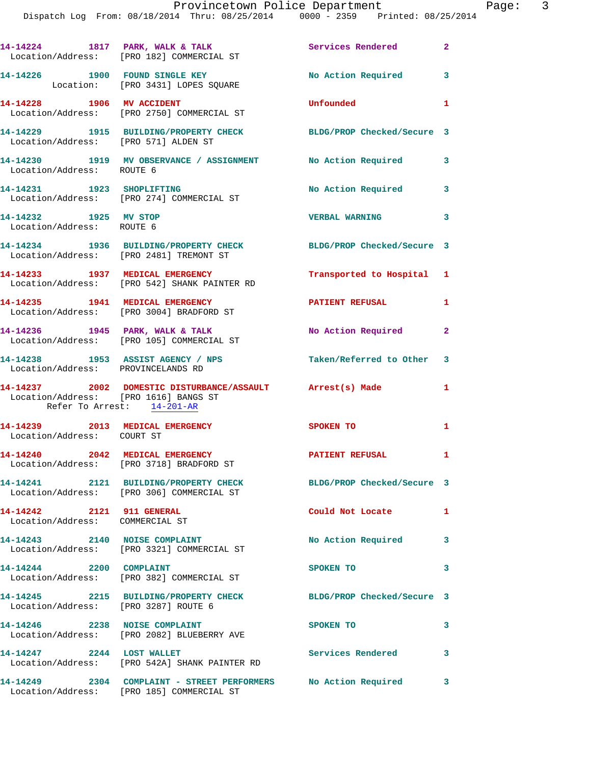14-14224 1817 PARK, WALK & TALK Services Rendered 2
Location/Address: [PRO 182] COMMERCIAL ST

14-14226 1900 FOUND SINGLE KEY No Action Required 3
Location: [PRO 3431] LOPES SQUARE

14-14228 1906 MV ACCIDENT Unfounded 1
Location/Address: [PRO 2750] COMMERCIAL ST

14-14229 1915 BUILDING/PROPERTY CHECK BLDG/PROP Checked/Secure 3
Location/Address: [PRO 571] ALDEN ST

14-14230 1919 MV OBSERVANCE / ASSIGNMENT No Action Required 3
Location/Address: ROUTE 6

14-14231 1923 SHOPLIFTING No Action Required 3
Location/Address: [PRO 274] COMMERCIAL ST

14-14232 1925 MV STOP VERBAL WARNING 3
Location/Address: ROUTE 6

14-14234 1936 BUILDING/PROPERTY CHECK BLDG/PROP Checked/Secure 3
Location/Address: [PRO 2481] TREMONT ST

14-14233 1937 MEDICAL EMERGENCY Transported to Hospital 1
Location/Address: [PRO 542] SHANK PAINTER RD

14-14235 1941 MEDICAL EMERGENCY PATIENT REFUSAL 1
Location/Address: [PRO 3004] BRADFORD ST

14-14236 1945 PARK, WALK & TALK No Action Required 2
Location/Address: [PRO 105] COMMERCIAL ST

14-14238 1953 ASSIST AGENCY / NPS Taken/Referred to Other 3
Location/Address: PROVINCELANDS RD

14-14237 2002 DOMESTIC DISTURBANCE/ASSAULT Arrest(s) Made 1
Location/Address: [PRO 1616] BANGS ST
Refer To Arrest: 14-201-AR

14-14239 2013 MEDICAL EMERGENCY SPOKEN TO 1
Location/Address: COURT ST

14-14240 2042 MEDICAL EMERGENCY PATIENT REFUSAL 1
Location/Address: [PRO 3718] BRADFORD ST

14-14241 2121 BUILDING/PROPERTY CHECK BLDG/PROP Checked/Secure 3
Location/Address: [PRO 306] COMMERCIAL ST

14-14242 2121 911 GENERAL Could Not Locate 1
Location/Address: COMMERCIAL ST

14-14243 2140 NOISE COMPLAINT No Action Required 3
Location/Address: [PRO 3321] COMMERCIAL ST

14-14244 2200 COMPLAINT SPOKEN TO 3
Location/Address: [PRO 382] COMMERCIAL ST

14-14245 2215 BUILDING/PROPERTY CHECK BLDG/PROP Checked/Secure 3
Location/Address: [PRO 3287] ROUTE 6

14-14246 2238 NOISE COMPLAINT SPOKEN TO 3
Location/Address: [PRO 2082] BLUEBERRY AVE

14-14247 2244 LOST WALLET Services Rendered 3
Location/Address: [PRO 542A] SHANK PAINTER RD

14-14249 2304 COMPLAINT - STREET PERFORMERS No Action Required 3
Location/Address: [PRO 185] COMMERCIAL ST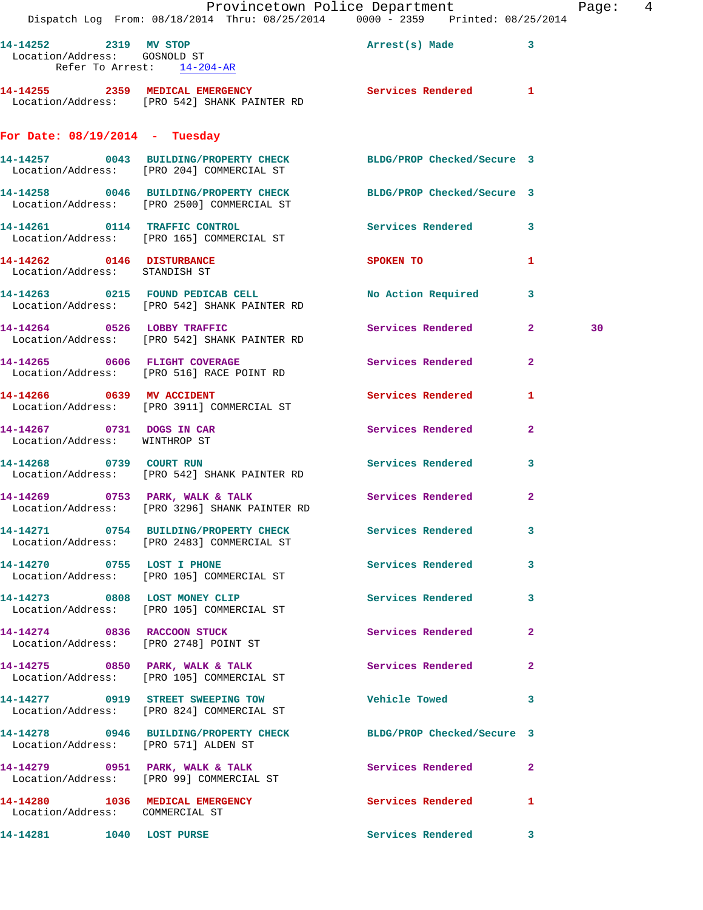14-14252 2319 MV STOP Arrest(s) Made 3
Location/Address: GOSNOLD ST
Refer To Arrest: 14-204-AR

14-14255 2359 MEDICAL EMERGENCY Services Rendered 1
Location/Address: [PRO 542] SHANK PAINTER RD

## For Date: 08/19/2014 - Tuesday

14-14257 0043 BUILDING/PROPERTY CHECK BLDG/PROP Checked/Secure 3
Location/Address: [PRO 204] COMMERCIAL ST

14-14258 0046 BUILDING/PROPERTY CHECK BLDG/PROP Checked/Secure 3
Location/Address: [PRO 2500] COMMERCIAL ST

14-14261 0114 TRAFFIC CONTROL Services Rendered 3
Location/Address: [PRO 165] COMMERCIAL ST

14-14262 0146 DISTURBANCE SPOKEN TO 1
Location/Address: STANDISH ST

14-14263 0215 FOUND PEDICAB CELL No Action Required 3
Location/Address: [PRO 542] SHANK PAINTER RD

14-14264 0526 LOBBY TRAFFIC Services Rendered 2 30
Location/Address: [PRO 542] SHANK PAINTER RD

14-14265 0606 FLIGHT COVERAGE Services Rendered 2
Location/Address: [PRO 516] RACE POINT RD

14-14266 0639 MV ACCIDENT Services Rendered 1
Location/Address: [PRO 3911] COMMERCIAL ST

14-14267 0731 DOGS IN CAR Services Rendered 2
Location/Address: WINTHROP ST

14-14268 0739 COURT RUN Services Rendered 3
Location/Address: [PRO 542] SHANK PAINTER RD

14-14269 0753 PARK, WALK & TALK Services Rendered 2
Location/Address: [PRO 3296] SHANK PAINTER RD

14-14271 0754 BUILDING/PROPERTY CHECK Services Rendered 3
Location/Address: [PRO 2483] COMMERCIAL ST

14-14270 0755 LOST I PHONE Services Rendered 3
Location/Address: [PRO 105] COMMERCIAL ST

14-14273 0808 LOST MONEY CLIP Services Rendered 3
Location/Address: [PRO 105] COMMERCIAL ST

14-14274 0836 RACCOON STUCK Services Rendered 2
Location/Address: [PRO 2748] POINT ST

14-14275 0850 PARK, WALK & TALK Services Rendered 2
Location/Address: [PRO 105] COMMERCIAL ST

14-14277 0919 STREET SWEEPING TOW Vehicle Towed 3
Location/Address: [PRO 824] COMMERCIAL ST

14-14278 0946 BUILDING/PROPERTY CHECK BLDG/PROP Checked/Secure 3
Location/Address: [PRO 571] ALDEN ST

14-14279 0951 PARK, WALK & TALK Services Rendered 2
Location/Address: [PRO 99] COMMERCIAL ST

14-14280 1036 MEDICAL EMERGENCY Services Rendered 1
Location/Address: COMMERCIAL ST

14-14281 1040 LOST PURSE Services Rendered 3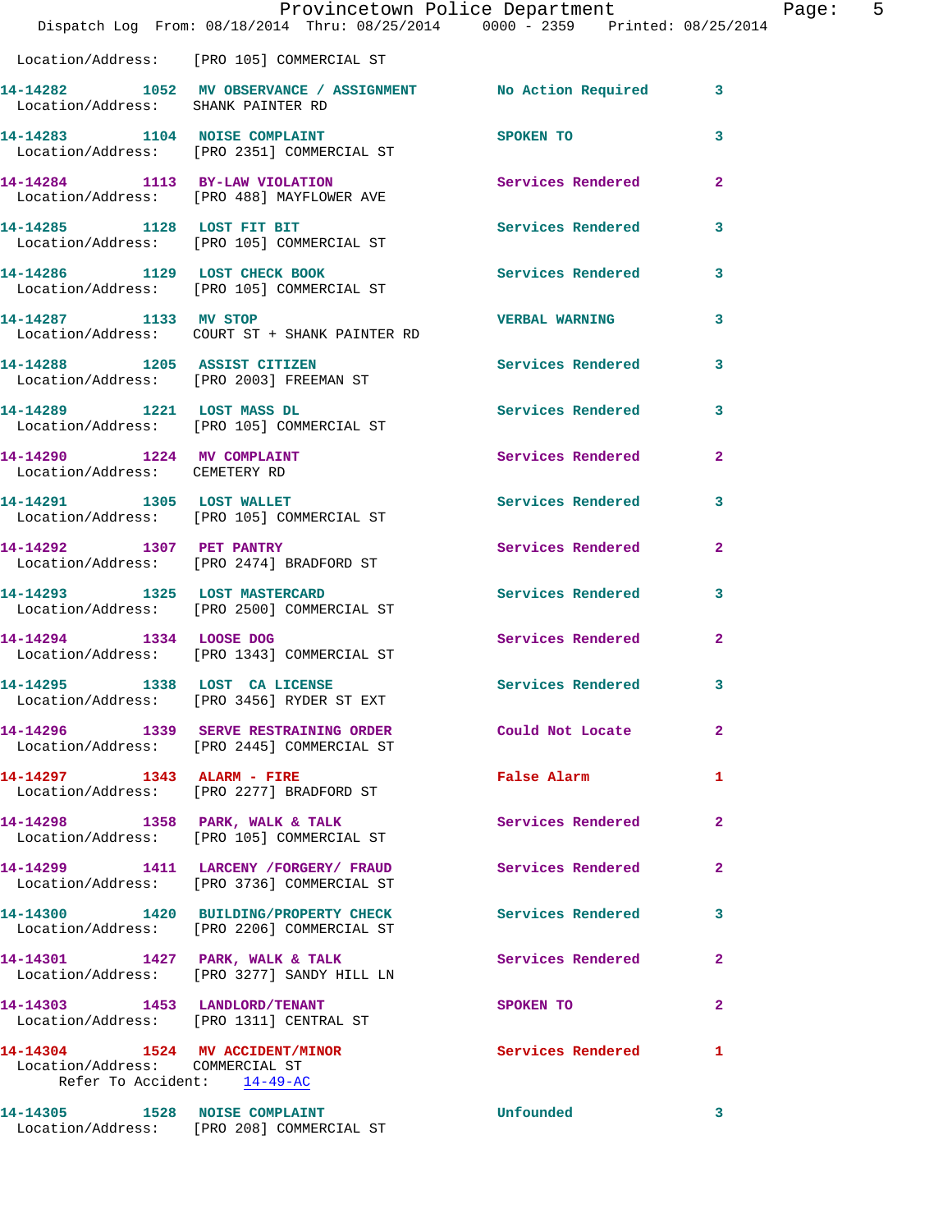Location/Address: [PRO 105] COMMERCIAL ST

**14-14282** 1052 **MV OBSERVANCE / ASSIGNMENT** No Action Required 3
Location/Address: SHANK PAINTER RD

**14-14283** 1104 **NOISE COMPLAINT** SPOKEN TO 3
Location/Address: [PRO 2351] COMMERCIAL ST

**14-14284** 1113 **BY-LAW VIOLATION** Services Rendered 2
Location/Address: [PRO 488] MAYFLOWER AVE

**14-14285** 1128 **LOST FIT BIT** Services Rendered 3
Location/Address: [PRO 105] COMMERCIAL ST

**14-14286** 1129 **LOST CHECK BOOK** Services Rendered 3
Location/Address: [PRO 105] COMMERCIAL ST

**14-14287** 1133 **MV STOP** VERBAL WARNING 3
Location/Address: COURT ST + SHANK PAINTER RD

**14-14288** 1205 **ASSIST CITIZEN** Services Rendered 3
Location/Address: [PRO 2003] FREEMAN ST

**14-14289** 1221 **LOST MASS DL** Services Rendered 3
Location/Address: [PRO 105] COMMERCIAL ST

**14-14290** 1224 **MV COMPLAINT** Services Rendered 2
Location/Address: CEMETERY RD

**14-14291** 1305 **LOST WALLET** Services Rendered 3
Location/Address: [PRO 105] COMMERCIAL ST

**14-14292** 1307 **PET PANTRY** Services Rendered 2
Location/Address: [PRO 2474] BRADFORD ST

**14-14293** 1325 **LOST MASTERCARD** Services Rendered 3
Location/Address: [PRO 2500] COMMERCIAL ST

**14-14294** 1334 **LOOSE DOG** Services Rendered 2
Location/Address: [PRO 1343] COMMERCIAL ST

**14-14295** 1338 **LOST CA LICENSE** Services Rendered 3
Location/Address: [PRO 3456] RYDER ST EXT

**14-14296** 1339 **SERVE RESTRAINING ORDER** Could Not Locate 2
Location/Address: [PRO 2445] COMMERCIAL ST

**14-14297** 1343 **ALARM - FIRE** False Alarm 1
Location/Address: [PRO 2277] BRADFORD ST

**14-14298** 1358 **PARK, WALK & TALK** Services Rendered 2
Location/Address: [PRO 105] COMMERCIAL ST

**14-14299** 1411 **LARCENY /FORGERY/ FRAUD** Services Rendered 2
Location/Address: [PRO 3736] COMMERCIAL ST

**14-14300** 1420 **BUILDING/PROPERTY CHECK** Services Rendered 3
Location/Address: [PRO 2206] COMMERCIAL ST

**14-14301** 1427 **PARK, WALK & TALK** Services Rendered 2
Location/Address: [PRO 3277] SANDY HILL LN

**14-14303** 1453 **LANDLORD/TENANT** SPOKEN TO 2
Location/Address: [PRO 1311] CENTRAL ST

**14-14304** 1524 **MV ACCIDENT/MINOR** Services Rendered 1
Location/Address: COMMERCIAL ST
Refer To Accident: 14-49-AC

**14-14305** 1528 **NOISE COMPLAINT** Unfounded 3
Location/Address: [PRO 208] COMMERCIAL ST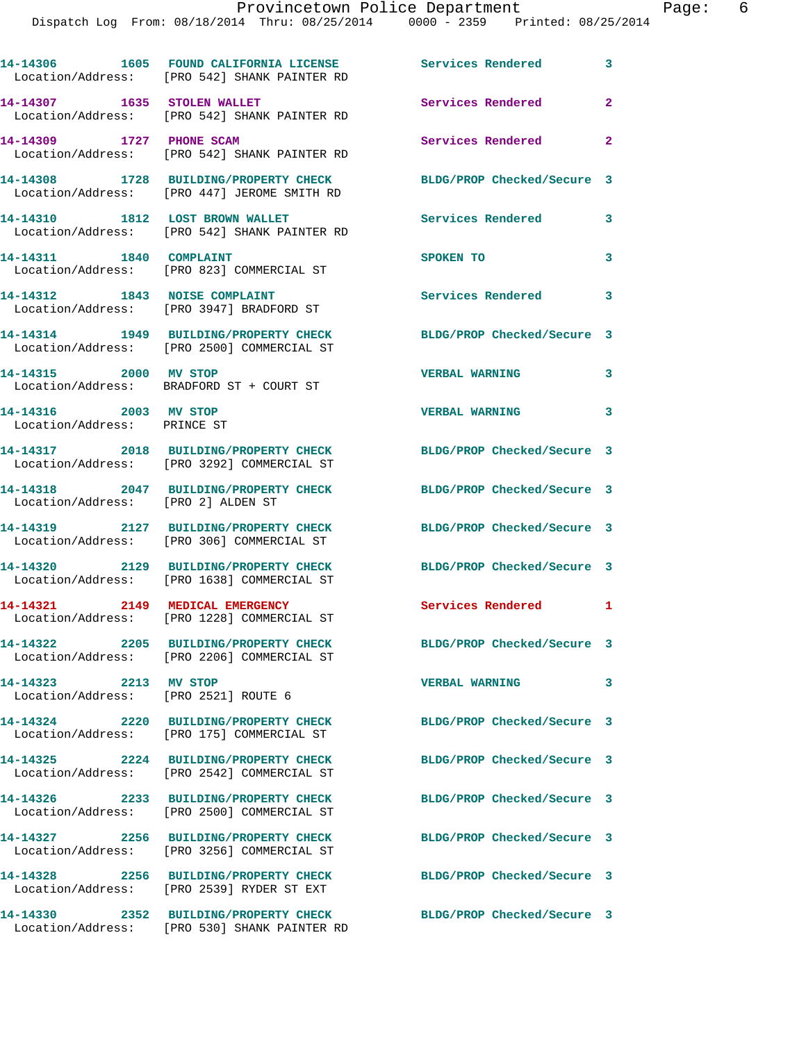| Call # | Time | Call Reason | Action | Priority |
|---|---|---|---|---|
| 14-14306 | 1605 | FOUND CALIFORNIA LICENSE | Services Rendered | 3 |
| Location/Address: [PRO 542] SHANK PAINTER RD | | | | |
| 14-14307 | 1635 | STOLEN WALLET | Services Rendered | 2 |
| Location/Address: [PRO 542] SHANK PAINTER RD | | | | |
| 14-14309 | 1727 | PHONE SCAM | Services Rendered | 2 |
| Location/Address: [PRO 542] SHANK PAINTER RD | | | | |
| 14-14308 | 1728 | BUILDING/PROPERTY CHECK | BLDG/PROP Checked/Secure | 3 |
| Location/Address: [PRO 447] JEROME SMITH RD | | | | |
| 14-14310 | 1812 | LOST BROWN WALLET | Services Rendered | 3 |
| Location/Address: [PRO 542] SHANK PAINTER RD | | | | |
| 14-14311 | 1840 | COMPLAINT | SPOKEN TO | 3 |
| Location/Address: [PRO 823] COMMERCIAL ST | | | | |
| 14-14312 | 1843 | NOISE COMPLAINT | Services Rendered | 3 |
| Location/Address: [PRO 3947] BRADFORD ST | | | | |
| 14-14314 | 1949 | BUILDING/PROPERTY CHECK | BLDG/PROP Checked/Secure | 3 |
| Location/Address: [PRO 2500] COMMERCIAL ST | | | | |
| 14-14315 | 2000 | MV STOP | VERBAL WARNING | 3 |
| Location/Address: BRADFORD ST + COURT ST | | | | |
| 14-14316 | 2003 | MV STOP | VERBAL WARNING | 3 |
| Location/Address: PRINCE ST | | | | |
| 14-14317 | 2018 | BUILDING/PROPERTY CHECK | BLDG/PROP Checked/Secure | 3 |
| Location/Address: [PRO 3292] COMMERCIAL ST | | | | |
| 14-14318 | 2047 | BUILDING/PROPERTY CHECK | BLDG/PROP Checked/Secure | 3 |
| Location/Address: [PRO 2] ALDEN ST | | | | |
| 14-14319 | 2127 | BUILDING/PROPERTY CHECK | BLDG/PROP Checked/Secure | 3 |
| Location/Address: [PRO 306] COMMERCIAL ST | | | | |
| 14-14320 | 2129 | BUILDING/PROPERTY CHECK | BLDG/PROP Checked/Secure | 3 |
| Location/Address: [PRO 1638] COMMERCIAL ST | | | | |
| 14-14321 | 2149 | MEDICAL EMERGENCY | Services Rendered | 1 |
| Location/Address: [PRO 1228] COMMERCIAL ST | | | | |
| 14-14322 | 2205 | BUILDING/PROPERTY CHECK | BLDG/PROP Checked/Secure | 3 |
| Location/Address: [PRO 2206] COMMERCIAL ST | | | | |
| 14-14323 | 2213 | MV STOP | VERBAL WARNING | 3 |
| Location/Address: [PRO 2521] ROUTE 6 | | | | |
| 14-14324 | 2220 | BUILDING/PROPERTY CHECK | BLDG/PROP Checked/Secure | 3 |
| Location/Address: [PRO 175] COMMERCIAL ST | | | | |
| 14-14325 | 2224 | BUILDING/PROPERTY CHECK | BLDG/PROP Checked/Secure | 3 |
| Location/Address: [PRO 2542] COMMERCIAL ST | | | | |
| 14-14326 | 2233 | BUILDING/PROPERTY CHECK | BLDG/PROP Checked/Secure | 3 |
| Location/Address: [PRO 2500] COMMERCIAL ST | | | | |
| 14-14327 | 2256 | BUILDING/PROPERTY CHECK | BLDG/PROP Checked/Secure | 3 |
| Location/Address: [PRO 3256] COMMERCIAL ST | | | | |
| 14-14328 | 2256 | BUILDING/PROPERTY CHECK | BLDG/PROP Checked/Secure | 3 |
| Location/Address: [PRO 2539] RYDER ST EXT | | | | |
| 14-14330 | 2352 | BUILDING/PROPERTY CHECK | BLDG/PROP Checked/Secure | 3 |
| Location/Address: [PRO 530] SHANK PAINTER RD | | | | |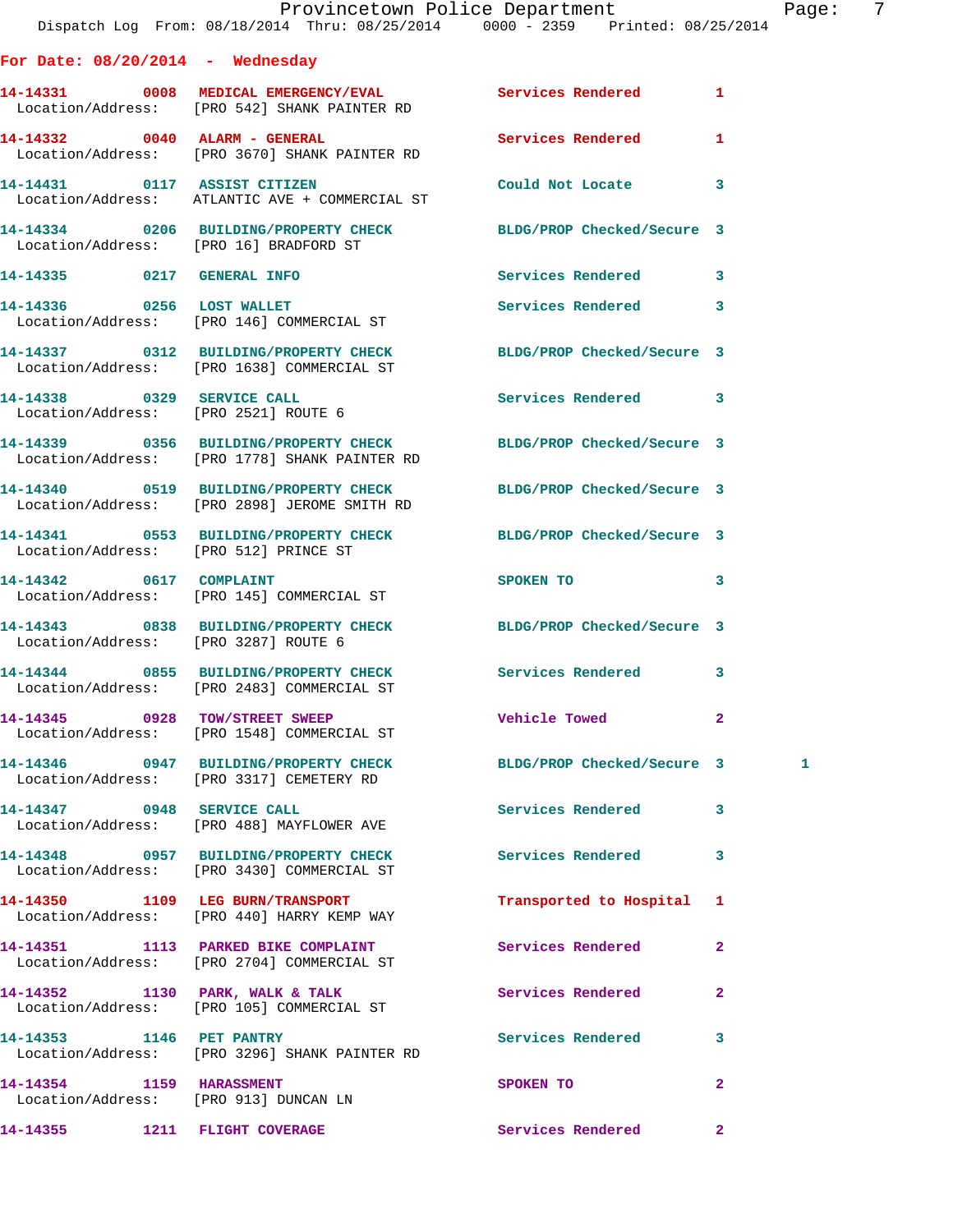## For Date: 08/20/2014 - Wednesday

| Call # | Time | Call Type | Disposition | Priority | |
|---|---|---|---|---|---|
| 14-14331 | 0008 | MEDICAL EMERGENCY/EVAL | Services Rendered | 1 | |
| Location/Address: | | [PRO 542] SHANK PAINTER RD | | | |
| 14-14332 | 0040 | ALARM - GENERAL | Services Rendered | 1 | |
| Location/Address: | | [PRO 3670] SHANK PAINTER RD | | | |
| 14-14431 | 0117 | ASSIST CITIZEN | Could Not Locate | 3 | |
| Location/Address: | | ATLANTIC AVE + COMMERCIAL ST | | | |
| 14-14334 | 0206 | BUILDING/PROPERTY CHECK | BLDG/PROP Checked/Secure | 3 | |
| Location/Address: | | [PRO 16] BRADFORD ST | | | |
| 14-14335 | 0217 | GENERAL INFO | Services Rendered | 3 | |
| 14-14336 | 0256 | LOST WALLET | Services Rendered | 3 | |
| Location/Address: | | [PRO 146] COMMERCIAL ST | | | |
| 14-14337 | 0312 | BUILDING/PROPERTY CHECK | BLDG/PROP Checked/Secure | 3 | |
| Location/Address: | | [PRO 1638] COMMERCIAL ST | | | |
| 14-14338 | 0329 | SERVICE CALL | Services Rendered | 3 | |
| Location/Address: | | [PRO 2521] ROUTE 6 | | | |
| 14-14339 | 0356 | BUILDING/PROPERTY CHECK | BLDG/PROP Checked/Secure | 3 | |
| Location/Address: | | [PRO 1778] SHANK PAINTER RD | | | |
| 14-14340 | 0519 | BUILDING/PROPERTY CHECK | BLDG/PROP Checked/Secure | 3 | |
| Location/Address: | | [PRO 2898] JEROME SMITH RD | | | |
| 14-14341 | 0553 | BUILDING/PROPERTY CHECK | BLDG/PROP Checked/Secure | 3 | |
| Location/Address: | | [PRO 512] PRINCE ST | | | |
| 14-14342 | 0617 | COMPLAINT | SPOKEN TO | 3 | |
| Location/Address: | | [PRO 145] COMMERCIAL ST | | | |
| 14-14343 | 0838 | BUILDING/PROPERTY CHECK | BLDG/PROP Checked/Secure | 3 | |
| Location/Address: | | [PRO 3287] ROUTE 6 | | | |
| 14-14344 | 0855 | BUILDING/PROPERTY CHECK | Services Rendered | 3 | |
| Location/Address: | | [PRO 2483] COMMERCIAL ST | | | |
| 14-14345 | 0928 | TOW/STREET SWEEP | Vehicle Towed | 2 | |
| Location/Address: | | [PRO 1548] COMMERCIAL ST | | | |
| 14-14346 | 0947 | BUILDING/PROPERTY CHECK | BLDG/PROP Checked/Secure | 3 | 1 |
| Location/Address: | | [PRO 3317] CEMETERY RD | | | |
| 14-14347 | 0948 | SERVICE CALL | Services Rendered | 3 | |
| Location/Address: | | [PRO 488] MAYFLOWER AVE | | | |
| 14-14348 | 0957 | BUILDING/PROPERTY CHECK | Services Rendered | 3 | |
| Location/Address: | | [PRO 3430] COMMERCIAL ST | | | |
| 14-14350 | 1109 | LEG BURN/TRANSPORT | Transported to Hospital | 1 | |
| Location/Address: | | [PRO 440] HARRY KEMP WAY | | | |
| 14-14351 | 1113 | PARKED BIKE COMPLAINT | Services Rendered | 2 | |
| Location/Address: | | [PRO 2704] COMMERCIAL ST | | | |
| 14-14352 | 1130 | PARK, WALK & TALK | Services Rendered | 2 | |
| Location/Address: | | [PRO 105] COMMERCIAL ST | | | |
| 14-14353 | 1146 | PET PANTRY | Services Rendered | 3 | |
| Location/Address: | | [PRO 3296] SHANK PAINTER RD | | | |
| 14-14354 | 1159 | HARASSMENT | SPOKEN TO | 2 | |
| Location/Address: | | [PRO 913] DUNCAN LN | | | |
| 14-14355 | 1211 | FLIGHT COVERAGE | Services Rendered | 2 | |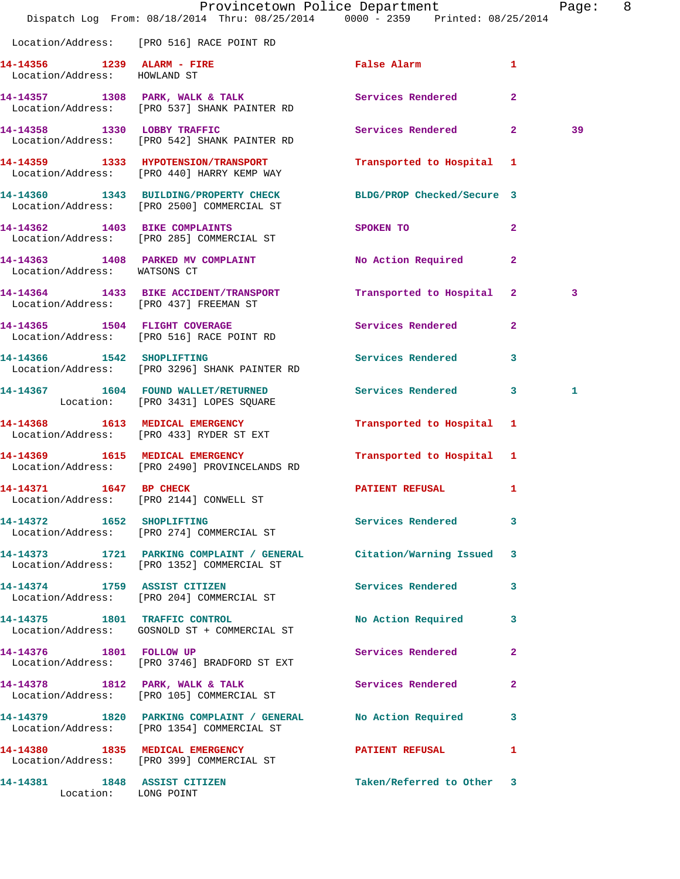Location/Address: [PRO 516] RACE POINT RD

| Call # | Time | Call Reason | Action | Priority | |
|---|---|---|---|---|---|
| 14-14356 | 1239 | ALARM - FIRE | False Alarm | 1 | |
| | | Location/Address: HOWLAND ST | | | |
| 14-14357 | 1308 | PARK, WALK & TALK | Services Rendered | 2 | |
| | | Location/Address: [PRO 537] SHANK PAINTER RD | | | |
| 14-14358 | 1330 | LOBBY TRAFFIC | Services Rendered | 2 | 39 |
| | | Location/Address: [PRO 542] SHANK PAINTER RD | | | |
| 14-14359 | 1333 | HYPOTENSION/TRANSPORT | Transported to Hospital | 1 | |
| | | Location/Address: [PRO 440] HARRY KEMP WAY | | | |
| 14-14360 | 1343 | BUILDING/PROPERTY CHECK | BLDG/PROP Checked/Secure | 3 | |
| | | Location/Address: [PRO 2500] COMMERCIAL ST | | | |
| 14-14362 | 1403 | BIKE COMPLAINTS | SPOKEN TO | 2 | |
| | | Location/Address: [PRO 285] COMMERCIAL ST | | | |
| 14-14363 | 1408 | PARKED MV COMPLAINT | No Action Required | 2 | |
| | | Location/Address: WATSONS CT | | | |
| 14-14364 | 1433 | BIKE ACCIDENT/TRANSPORT | Transported to Hospital | 2 | 3 |
| | | Location/Address: [PRO 437] FREEMAN ST | | | |
| 14-14365 | 1504 | FLIGHT COVERAGE | Services Rendered | 2 | |
| | | Location/Address: [PRO 516] RACE POINT RD | | | |
| 14-14366 | 1542 | SHOPLIFTING | Services Rendered | 3 | |
| | | Location/Address: [PRO 3296] SHANK PAINTER RD | | | |
| 14-14367 | 1604 | FOUND WALLET/RETURNED | Services Rendered | 3 | 1 |
| | | Location: [PRO 3431] LOPES SQUARE | | | |
| 14-14368 | 1613 | MEDICAL EMERGENCY | Transported to Hospital | 1 | |
| | | Location/Address: [PRO 433] RYDER ST EXT | | | |
| 14-14369 | 1615 | MEDICAL EMERGENCY | Transported to Hospital | 1 | |
| | | Location/Address: [PRO 2490] PROVINCELANDS RD | | | |
| 14-14371 | 1647 | BP CHECK | PATIENT REFUSAL | 1 | |
| | | Location/Address: [PRO 2144] CONWELL ST | | | |
| 14-14372 | 1652 | SHOPLIFTING | Services Rendered | 3 | |
| | | Location/Address: [PRO 274] COMMERCIAL ST | | | |
| 14-14373 | 1721 | PARKING COMPLAINT / GENERAL | Citation/Warning Issued | 3 | |
| | | Location/Address: [PRO 1352] COMMERCIAL ST | | | |
| 14-14374 | 1759 | ASSIST CITIZEN | Services Rendered | 3 | |
| | | Location/Address: [PRO 204] COMMERCIAL ST | | | |
| 14-14375 | 1801 | TRAFFIC CONTROL | No Action Required | 3 | |
| | | Location/Address: GOSNOLD ST + COMMERCIAL ST | | | |
| 14-14376 | 1801 | FOLLOW UP | Services Rendered | 2 | |
| | | Location/Address: [PRO 3746] BRADFORD ST EXT | | | |
| 14-14378 | 1812 | PARK, WALK & TALK | Services Rendered | 2 | |
| | | Location/Address: [PRO 105] COMMERCIAL ST | | | |
| 14-14379 | 1820 | PARKING COMPLAINT / GENERAL | No Action Required | 3 | |
| | | Location/Address: [PRO 1354] COMMERCIAL ST | | | |
| 14-14380 | 1835 | MEDICAL EMERGENCY | PATIENT REFUSAL | 1 | |
| | | Location/Address: [PRO 399] COMMERCIAL ST | | | |
| 14-14381 | 1848 | ASSIST CITIZEN | Taken/Referred to Other | 3 | |
| | | Location: LONG POINT | | | |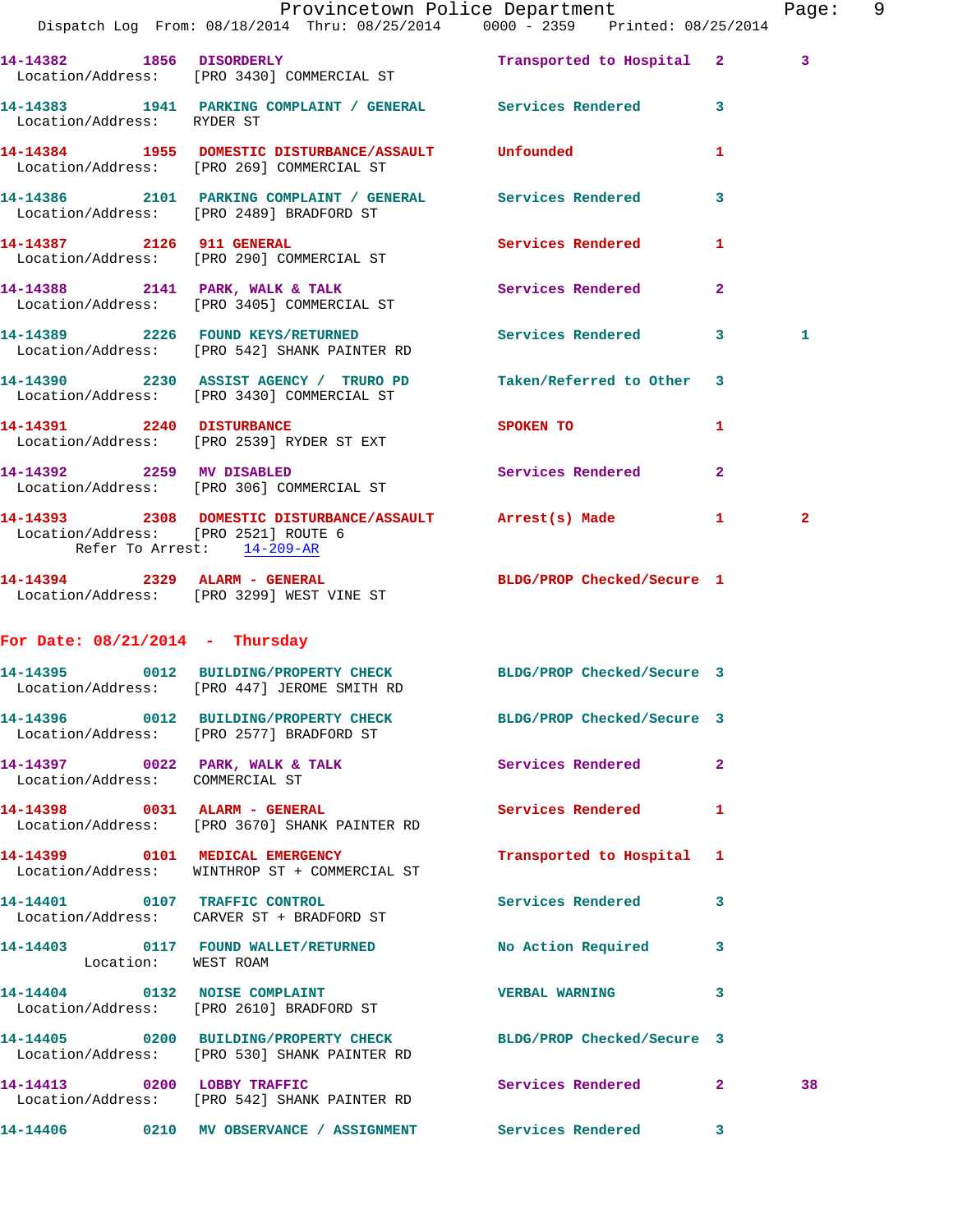14-14382 1856 DISORDERLY Transported to Hospital 2 3
Location/Address: [PRO 3430] COMMERCIAL ST

14-14383 1941 PARKING COMPLAINT / GENERAL Services Rendered 3
Location/Address: RYDER ST

14-14384 1955 DOMESTIC DISTURBANCE/ASSAULT Unfounded 1
Location/Address: [PRO 269] COMMERCIAL ST

14-14386 2101 PARKING COMPLAINT / GENERAL Services Rendered 3
Location/Address: [PRO 2489] BRADFORD ST

14-14387 2126 911 GENERAL Services Rendered 1
Location/Address: [PRO 290] COMMERCIAL ST

14-14388 2141 PARK, WALK & TALK Services Rendered 2
Location/Address: [PRO 3405] COMMERCIAL ST

14-14389 2226 FOUND KEYS/RETURNED Services Rendered 3 1
Location/Address: [PRO 542] SHANK PAINTER RD

14-14390 2230 ASSIST AGENCY / TRURO PD Taken/Referred to Other 3
Location/Address: [PRO 3430] COMMERCIAL ST

14-14391 2240 DISTURBANCE SPOKEN TO 1
Location/Address: [PRO 2539] RYDER ST EXT

14-14392 2259 MV DISABLED Services Rendered 2
Location/Address: [PRO 306] COMMERCIAL ST

14-14393 2308 DOMESTIC DISTURBANCE/ASSAULT Arrest(s) Made 1 2
Location/Address: [PRO 2521] ROUTE 6
Refer To Arrest: 14-209-AR

14-14394 2329 ALARM - GENERAL BLDG/PROP Checked/Secure 1
Location/Address: [PRO 3299] WEST VINE ST

## For Date: 08/21/2014 - Thursday

14-14395 0012 BUILDING/PROPERTY CHECK BLDG/PROP Checked/Secure 3
Location/Address: [PRO 447] JEROME SMITH RD

14-14396 0012 BUILDING/PROPERTY CHECK BLDG/PROP Checked/Secure 3
Location/Address: [PRO 2577] BRADFORD ST

14-14397 0022 PARK, WALK & TALK Services Rendered 2
Location/Address: COMMERCIAL ST

14-14398 0031 ALARM - GENERAL Services Rendered 1
Location/Address: [PRO 3670] SHANK PAINTER RD

14-14399 0101 MEDICAL EMERGENCY Transported to Hospital 1
Location/Address: WINTHROP ST + COMMERCIAL ST

14-14401 0107 TRAFFIC CONTROL Services Rendered 3
Location/Address: CARVER ST + BRADFORD ST

14-14403 0117 FOUND WALLET/RETURNED No Action Required 3
Location: WEST ROAM

14-14404 0132 NOISE COMPLAINT VERBAL WARNING 3
Location/Address: [PRO 2610] BRADFORD ST

14-14405 0200 BUILDING/PROPERTY CHECK BLDG/PROP Checked/Secure 3
Location/Address: [PRO 530] SHANK PAINTER RD

14-14413 0200 LOBBY TRAFFIC Services Rendered 2 38
Location/Address: [PRO 542] SHANK PAINTER RD

14-14406 0210 MV OBSERVANCE / ASSIGNMENT Services Rendered 3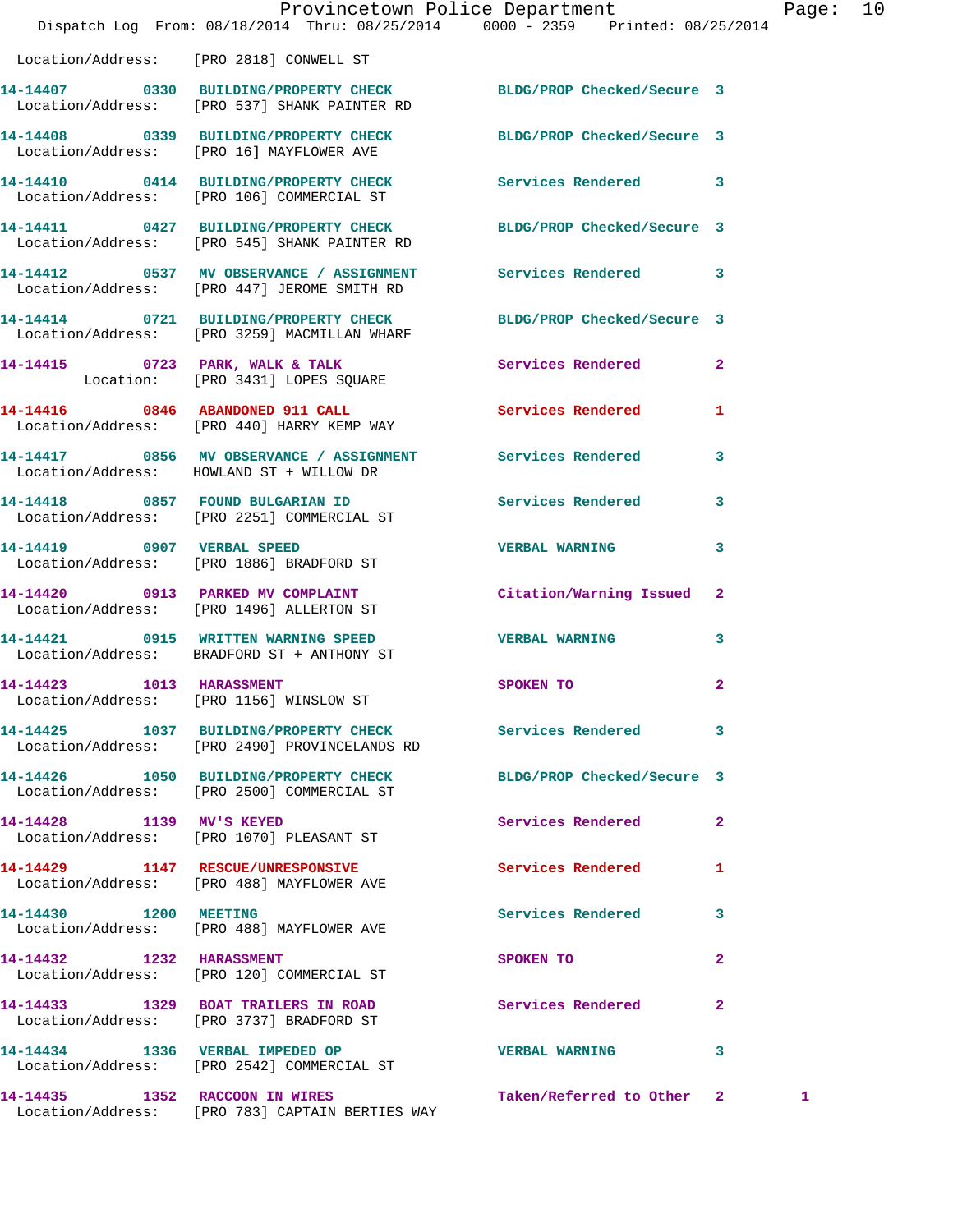Location/Address: [PRO 2818] CONWELL ST

**14-14407 0330 BUILDING/PROPERTY CHECK** BLDG/PROP Checked/Secure 3
Location/Address: [PRO 537] SHANK PAINTER RD

**14-14408 0339 BUILDING/PROPERTY CHECK** BLDG/PROP Checked/Secure 3
Location/Address: [PRO 16] MAYFLOWER AVE

**14-14410 0414 BUILDING/PROPERTY CHECK** Services Rendered 3
Location/Address: [PRO 106] COMMERCIAL ST

**14-14411 0427 BUILDING/PROPERTY CHECK** BLDG/PROP Checked/Secure 3
Location/Address: [PRO 545] SHANK PAINTER RD

**14-14412 0537 MV OBSERVANCE / ASSIGNMENT** Services Rendered 3
Location/Address: [PRO 447] JEROME SMITH RD

**14-14414 0721 BUILDING/PROPERTY CHECK** BLDG/PROP Checked/Secure 3
Location/Address: [PRO 3259] MACMILLAN WHARF

**14-14415 0723 PARK, WALK & TALK** Services Rendered 2
Location: [PRO 3431] LOPES SQUARE

**14-14416 0846 ABANDONED 911 CALL** Services Rendered 1
Location/Address: [PRO 440] HARRY KEMP WAY

**14-14417 0856 MV OBSERVANCE / ASSIGNMENT** Services Rendered 3
Location/Address: HOWLAND ST + WILLOW DR

**14-14418 0857 FOUND BULGARIAN ID** Services Rendered 3
Location/Address: [PRO 2251] COMMERCIAL ST

**14-14419 0907 VERBAL SPEED** VERBAL WARNING 3
Location/Address: [PRO 1886] BRADFORD ST

**14-14420 0913 PARKED MV COMPLAINT** Citation/Warning Issued 2
Location/Address: [PRO 1496] ALLERTON ST

**14-14421 0915 WRITTEN WARNING SPEED** VERBAL WARNING 3
Location/Address: BRADFORD ST + ANTHONY ST

**14-14423 1013 HARASSMENT** SPOKEN TO 2
Location/Address: [PRO 1156] WINSLOW ST

**14-14425 1037 BUILDING/PROPERTY CHECK** Services Rendered 3
Location/Address: [PRO 2490] PROVINCELANDS RD

**14-14426 1050 BUILDING/PROPERTY CHECK** BLDG/PROP Checked/Secure 3
Location/Address: [PRO 2500] COMMERCIAL ST

**14-14428 1139 MV'S KEYED** Services Rendered 2
Location/Address: [PRO 1070] PLEASANT ST

**14-14429 1147 RESCUE/UNRESPONSIVE** Services Rendered 1
Location/Address: [PRO 488] MAYFLOWER AVE

**14-14430 1200 MEETING** Services Rendered 3
Location/Address: [PRO 488] MAYFLOWER AVE

**14-14432 1232 HARASSMENT** SPOKEN TO 2
Location/Address: [PRO 120] COMMERCIAL ST

**14-14433 1329 BOAT TRAILERS IN ROAD** Services Rendered 2
Location/Address: [PRO 3737] BRADFORD ST

**14-14434 1336 VERBAL IMPEDED OP** VERBAL WARNING 3
Location/Address: [PRO 2542] COMMERCIAL ST

**14-14435 1352 RACCOON IN WIRES** Taken/Referred to Other 2 1
Location/Address: [PRO 783] CAPTAIN BERTIES WAY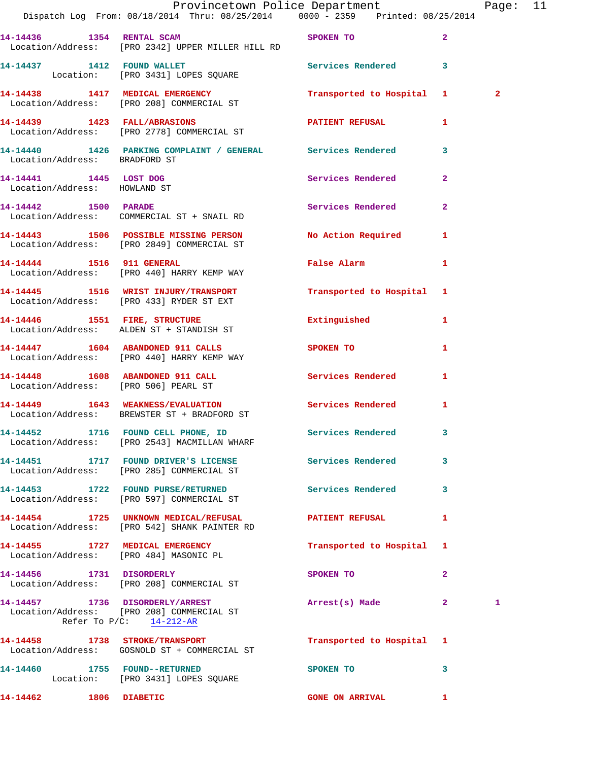14-14436 1354 RENTAL SCAM SPOKEN TO 2
Location/Address: [PRO 2342] UPPER MILLER HILL RD

14-14437 1412 FOUND WALLET Services Rendered 3
Location: [PRO 3431] LOPES SQUARE

14-14438 1417 MEDICAL EMERGENCY Transported to Hospital 1 2
Location/Address: [PRO 208] COMMERCIAL ST

14-14439 1423 FALL/ABRASIONS PATIENT REFUSAL 1
Location/Address: [PRO 2778] COMMERCIAL ST

14-14440 1426 PARKING COMPLAINT / GENERAL Services Rendered 3
Location/Address: BRADFORD ST

14-14441 1445 LOST DOG Services Rendered 2
Location/Address: HOWLAND ST

14-14442 1500 PARADE Services Rendered 2
Location/Address: COMMERCIAL ST + SNAIL RD

14-14443 1506 POSSIBLE MISSING PERSON No Action Required 1
Location/Address: [PRO 2849] COMMERCIAL ST

14-14444 1516 911 GENERAL False Alarm 1
Location/Address: [PRO 440] HARRY KEMP WAY

14-14445 1516 WRIST INJURY/TRANSPORT Transported to Hospital 1
Location/Address: [PRO 433] RYDER ST EXT

14-14446 1551 FIRE, STRUCTURE Extinguished 1
Location/Address: ALDEN ST + STANDISH ST

14-14447 1604 ABANDONED 911 CALLS SPOKEN TO 1
Location/Address: [PRO 440] HARRY KEMP WAY

14-14448 1608 ABANDONED 911 CALL Services Rendered 1
Location/Address: [PRO 506] PEARL ST

14-14449 1643 WEAKNESS/EVALUATION Services Rendered 1
Location/Address: BREWSTER ST + BRADFORD ST

14-14452 1716 FOUND CELL PHONE, ID Services Rendered 3
Location/Address: [PRO 2543] MACMILLAN WHARF

14-14451 1717 FOUND DRIVER'S LICENSE Services Rendered 3
Location/Address: [PRO 285] COMMERCIAL ST

14-14453 1722 FOUND PURSE/RETURNED Services Rendered 3
Location/Address: [PRO 597] COMMERCIAL ST

14-14454 1725 UNKNOWN MEDICAL/REFUSAL PATIENT REFUSAL 1
Location/Address: [PRO 542] SHANK PAINTER RD

14-14455 1727 MEDICAL EMERGENCY Transported to Hospital 1
Location/Address: [PRO 484] MASONIC PL

14-14456 1731 DISORDERLY SPOKEN TO 2
Location/Address: [PRO 208] COMMERCIAL ST

14-14457 1736 DISORDERLY/ARREST Arrest(s) Made 2 1
Location/Address: [PRO 208] COMMERCIAL ST
Refer To P/C: 14-212-AR

14-14458 1738 STROKE/TRANSPORT Transported to Hospital 1
Location/Address: GOSNOLD ST + COMMERCIAL ST

14-14460 1755 FOUND--RETURNED SPOKEN TO 3
Location: [PRO 3431] LOPES SQUARE

14-14462 1806 DIABETIC GONE ON ARRIVAL 1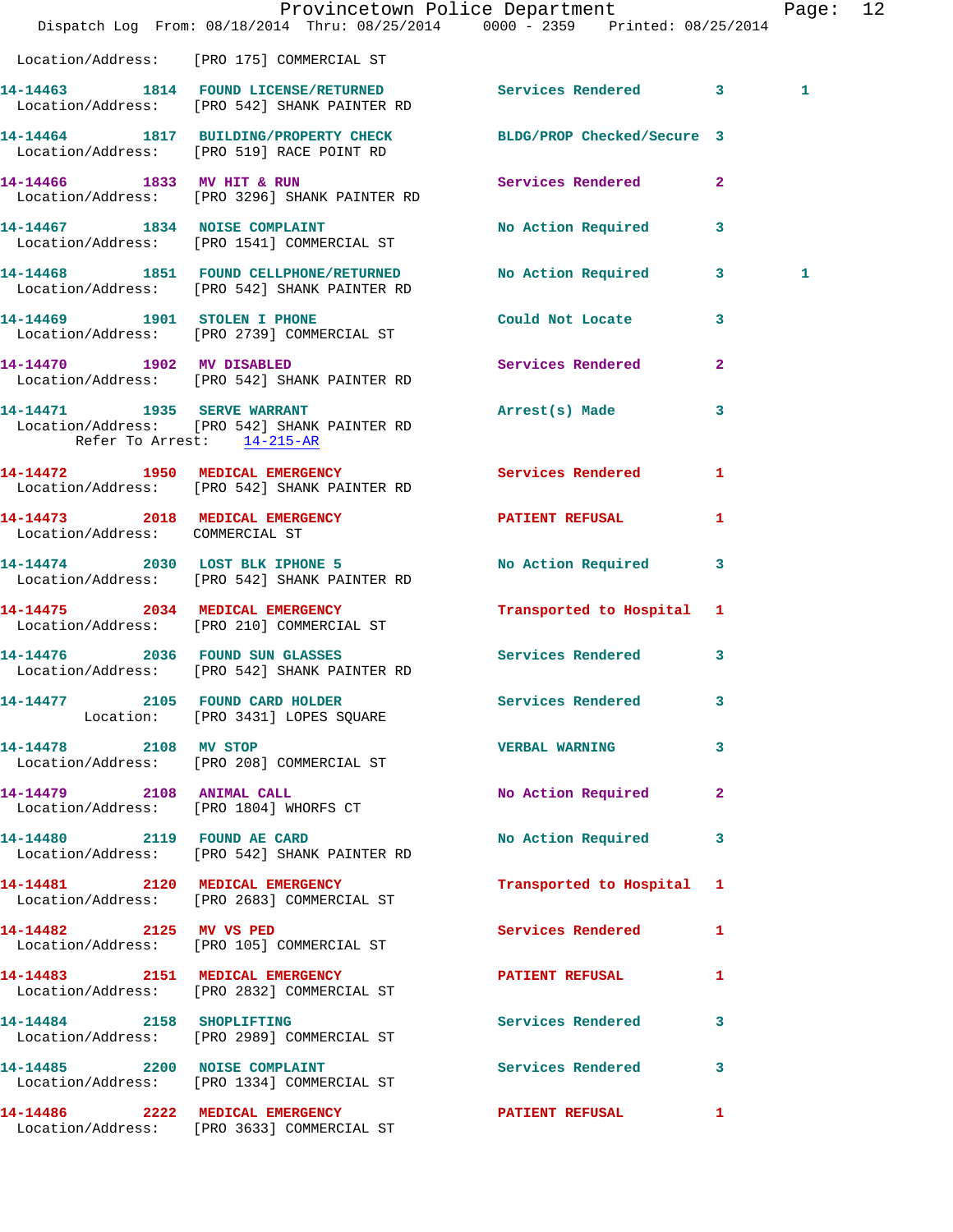Location/Address: [PRO 175] COMMERCIAL ST

14-14463 1814 FOUND LICENSE/RETURNED Services Rendered 3 1
Location/Address: [PRO 542] SHANK PAINTER RD

14-14464 1817 BUILDING/PROPERTY CHECK BLDG/PROP Checked/Secure 3
Location/Address: [PRO 519] RACE POINT RD

14-14466 1833 MV HIT & RUN Services Rendered 2
Location/Address: [PRO 3296] SHANK PAINTER RD

14-14467 1834 NOISE COMPLAINT No Action Required 3
Location/Address: [PRO 1541] COMMERCIAL ST

14-14468 1851 FOUND CELLPHONE/RETURNED No Action Required 3 1
Location/Address: [PRO 542] SHANK PAINTER RD

14-14469 1901 STOLEN I PHONE Could Not Locate 3
Location/Address: [PRO 2739] COMMERCIAL ST

14-14470 1902 MV DISABLED Services Rendered 2
Location/Address: [PRO 542] SHANK PAINTER RD

14-14471 1935 SERVE WARRANT Arrest(s) Made 3
Location/Address: [PRO 542] SHANK PAINTER RD
Refer To Arrest: 14-215-AR

14-14472 1950 MEDICAL EMERGENCY Services Rendered 1
Location/Address: [PRO 542] SHANK PAINTER RD

14-14473 2018 MEDICAL EMERGENCY PATIENT REFUSAL 1
Location/Address: COMMERCIAL ST

14-14474 2030 LOST BLK IPHONE 5 No Action Required 3
Location/Address: [PRO 542] SHANK PAINTER RD

14-14475 2034 MEDICAL EMERGENCY Transported to Hospital 1
Location/Address: [PRO 210] COMMERCIAL ST

14-14476 2036 FOUND SUN GLASSES Services Rendered 3
Location/Address: [PRO 542] SHANK PAINTER RD

14-14477 2105 FOUND CARD HOLDER Services Rendered 3
Location: [PRO 3431] LOPES SQUARE

14-14478 2108 MV STOP VERBAL WARNING 3
Location/Address: [PRO 208] COMMERCIAL ST

14-14479 2108 ANIMAL CALL No Action Required 2
Location/Address: [PRO 1804] WHORFS CT

14-14480 2119 FOUND AE CARD No Action Required 3
Location/Address: [PRO 542] SHANK PAINTER RD

14-14481 2120 MEDICAL EMERGENCY Transported to Hospital 1
Location/Address: [PRO 2683] COMMERCIAL ST

14-14482 2125 MV VS PED Services Rendered 1
Location/Address: [PRO 105] COMMERCIAL ST

14-14483 2151 MEDICAL EMERGENCY PATIENT REFUSAL 1
Location/Address: [PRO 2832] COMMERCIAL ST

14-14484 2158 SHOPLIFTING Services Rendered 3
Location/Address: [PRO 2989] COMMERCIAL ST

14-14485 2200 NOISE COMPLAINT Services Rendered 3
Location/Address: [PRO 1334] COMMERCIAL ST

14-14486 2222 MEDICAL EMERGENCY PATIENT REFUSAL 1
Location/Address: [PRO 3633] COMMERCIAL ST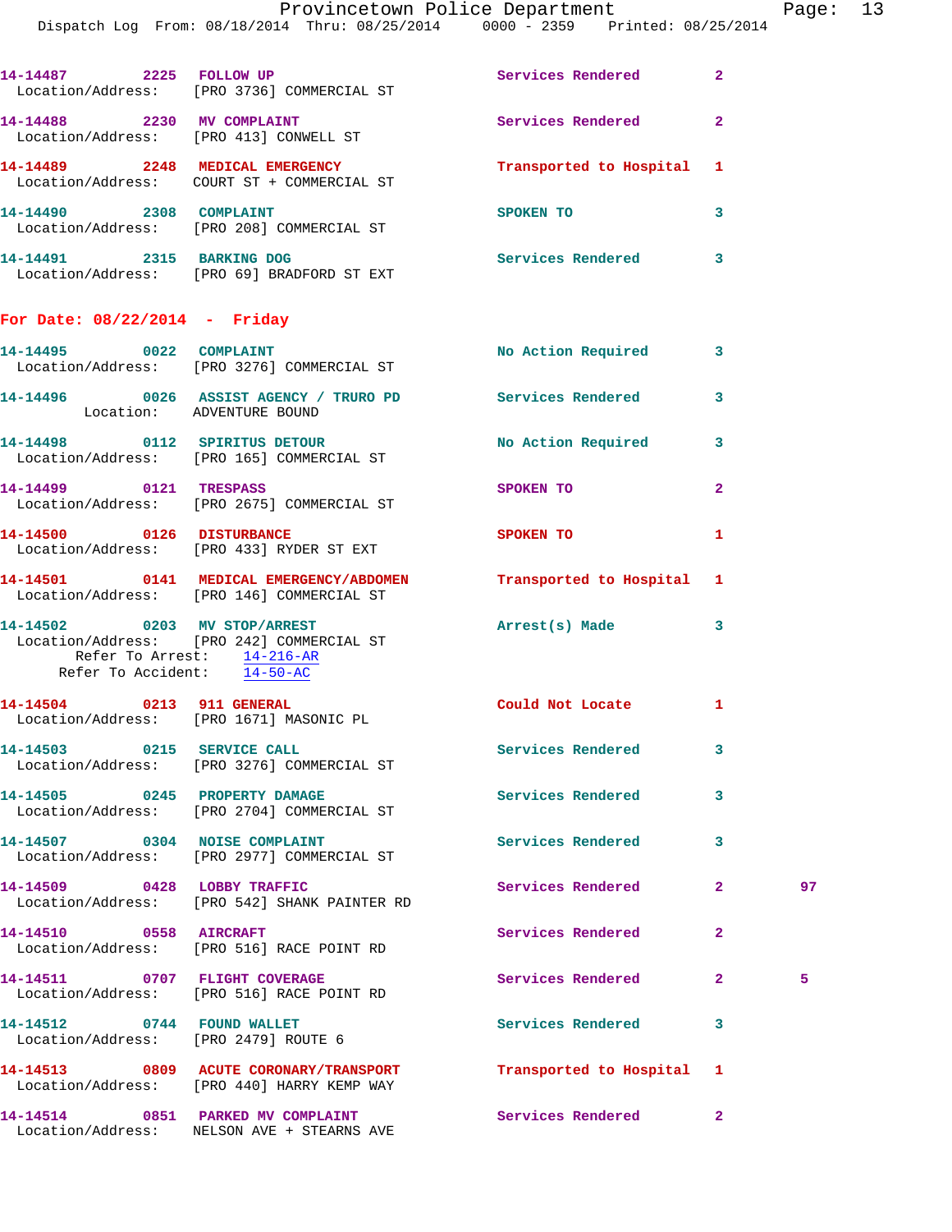14-14487 2225 FOLLOW UP Services Rendered 2
Location/Address: [PRO 3736] COMMERCIAL ST

14-14488 2230 MV COMPLAINT Services Rendered 2
Location/Address: [PRO 413] CONWELL ST

14-14489 2248 MEDICAL EMERGENCY Transported to Hospital 1
Location/Address: COURT ST + COMMERCIAL ST

14-14490 2308 COMPLAINT SPOKEN TO 3
Location/Address: [PRO 208] COMMERCIAL ST

14-14491 2315 BARKING DOG Services Rendered 3
Location/Address: [PRO 69] BRADFORD ST EXT

**For Date: 08/22/2014 - Friday**

14-14495 0022 COMPLAINT No Action Required 3
Location/Address: [PRO 3276] COMMERCIAL ST

14-14496 0026 ASSIST AGENCY / TRURO PD Services Rendered 3
Location: ADVENTURE BOUND

14-14498 0112 SPIRITUS DETOUR No Action Required 3
Location/Address: [PRO 165] COMMERCIAL ST

14-14499 0121 TRESPASS SPOKEN TO 2
Location/Address: [PRO 2675] COMMERCIAL ST

14-14500 0126 DISTURBANCE SPOKEN TO 1
Location/Address: [PRO 433] RYDER ST EXT

14-14501 0141 MEDICAL EMERGENCY/ABDOMEN Transported to Hospital 1
Location/Address: [PRO 146] COMMERCIAL ST

14-14502 0203 MV STOP/ARREST Arrest(s) Made 3
Location/Address: [PRO 242] COMMERCIAL ST
Refer To Arrest: 14-216-AR
Refer To Accident: 14-50-AC

14-14504 0213 911 GENERAL Could Not Locate 1
Location/Address: [PRO 1671] MASONIC PL

14-14503 0215 SERVICE CALL Services Rendered 3
Location/Address: [PRO 3276] COMMERCIAL ST

14-14505 0245 PROPERTY DAMAGE Services Rendered 3
Location/Address: [PRO 2704] COMMERCIAL ST

14-14507 0304 NOISE COMPLAINT Services Rendered 3
Location/Address: [PRO 2977] COMMERCIAL ST

14-14509 0428 LOBBY TRAFFIC Services Rendered 2 97
Location/Address: [PRO 542] SHANK PAINTER RD

14-14510 0558 AIRCRAFT Services Rendered 2
Location/Address: [PRO 516] RACE POINT RD

14-14511 0707 FLIGHT COVERAGE Services Rendered 2 5
Location/Address: [PRO 516] RACE POINT RD

14-14512 0744 FOUND WALLET Services Rendered 3
Location/Address: [PRO 2479] ROUTE 6

14-14513 0809 ACUTE CORONARY/TRANSPORT Transported to Hospital 1
Location/Address: [PRO 440] HARRY KEMP WAY

14-14514 0851 PARKED MV COMPLAINT Services Rendered 2
Location/Address: NELSON AVE + STEARNS AVE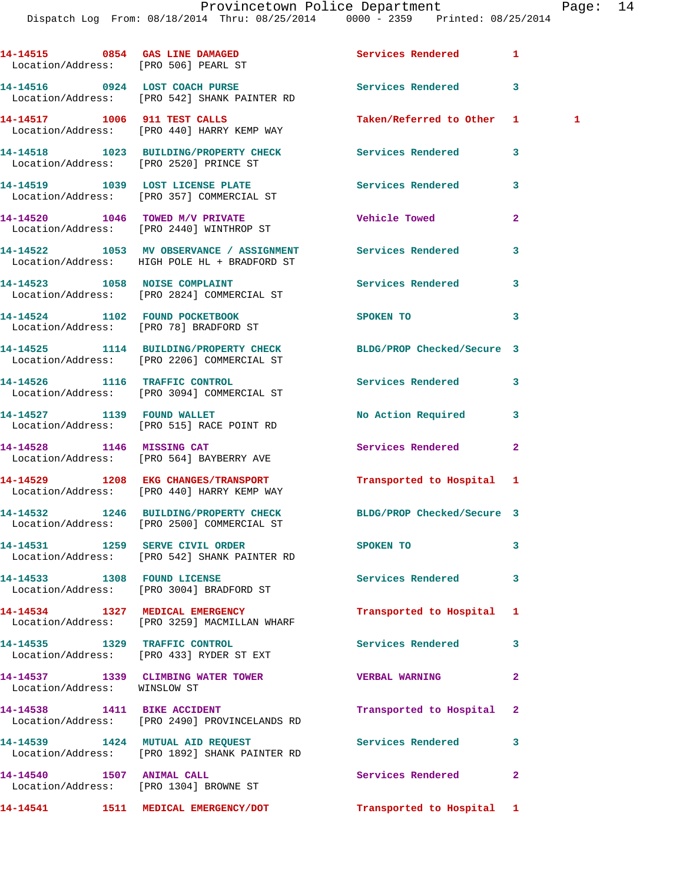| Call Number | Time | Call Reason | Action | Priority | |
|---|---|---|---|---|---|
| 14-14515 | 0854 | GAS LINE DAMAGED | Services Rendered | 1 | |
| Location/Address: [PRO 506] PEARL ST | | | | | |
| 14-14516 | 0924 | LOST COACH PURSE | Services Rendered | 3 | |
| Location/Address: [PRO 542] SHANK PAINTER RD | | | | | |
| 14-14517 | 1006 | 911 TEST CALLS | Taken/Referred to Other | 1 | 1 |
| Location/Address: [PRO 440] HARRY KEMP WAY | | | | | |
| 14-14518 | 1023 | BUILDING/PROPERTY CHECK | Services Rendered | 3 | |
| Location/Address: [PRO 2520] PRINCE ST | | | | | |
| 14-14519 | 1039 | LOST LICENSE PLATE | Services Rendered | 3 | |
| Location/Address: [PRO 357] COMMERCIAL ST | | | | | |
| 14-14520 | 1046 | TOWED M/V PRIVATE | Vehicle Towed | 2 | |
| Location/Address: [PRO 2440] WINTHROP ST | | | | | |
| 14-14522 | 1053 | MV OBSERVANCE / ASSIGNMENT | Services Rendered | 3 | |
| Location/Address: HIGH POLE HL + BRADFORD ST | | | | | |
| 14-14523 | 1058 | NOISE COMPLAINT | Services Rendered | 3 | |
| Location/Address: [PRO 2824] COMMERCIAL ST | | | | | |
| 14-14524 | 1102 | FOUND POCKETBOOK | SPOKEN TO | 3 | |
| Location/Address: [PRO 78] BRADFORD ST | | | | | |
| 14-14525 | 1114 | BUILDING/PROPERTY CHECK | BLDG/PROP Checked/Secure | 3 | |
| Location/Address: [PRO 2206] COMMERCIAL ST | | | | | |
| 14-14526 | 1116 | TRAFFIC CONTROL | Services Rendered | 3 | |
| Location/Address: [PRO 3094] COMMERCIAL ST | | | | | |
| 14-14527 | 1139 | FOUND WALLET | No Action Required | 3 | |
| Location/Address: [PRO 515] RACE POINT RD | | | | | |
| 14-14528 | 1146 | MISSING CAT | Services Rendered | 2 | |
| Location/Address: [PRO 564] BAYBERRY AVE | | | | | |
| 14-14529 | 1208 | EKG CHANGES/TRANSPORT | Transported to Hospital | 1 | |
| Location/Address: [PRO 440] HARRY KEMP WAY | | | | | |
| 14-14532 | 1246 | BUILDING/PROPERTY CHECK | BLDG/PROP Checked/Secure | 3 | |
| Location/Address: [PRO 2500] COMMERCIAL ST | | | | | |
| 14-14531 | 1259 | SERVE CIVIL ORDER | SPOKEN TO | 3 | |
| Location/Address: [PRO 542] SHANK PAINTER RD | | | | | |
| 14-14533 | 1308 | FOUND LICENSE | Services Rendered | 3 | |
| Location/Address: [PRO 3004] BRADFORD ST | | | | | |
| 14-14534 | 1327 | MEDICAL EMERGENCY | Transported to Hospital | 1 | |
| Location/Address: [PRO 3259] MACMILLAN WHARF | | | | | |
| 14-14535 | 1329 | TRAFFIC CONTROL | Services Rendered | 3 | |
| Location/Address: [PRO 433] RYDER ST EXT | | | | | |
| 14-14537 | 1339 | CLIMBING WATER TOWER | VERBAL WARNING | 2 | |
| Location/Address: WINSLOW ST | | | | | |
| 14-14538 | 1411 | BIKE ACCIDENT | Transported to Hospital | 2 | |
| Location/Address: [PRO 2490] PROVINCELANDS RD | | | | | |
| 14-14539 | 1424 | MUTUAL AID REQUEST | Services Rendered | 3 | |
| Location/Address: [PRO 1892] SHANK PAINTER RD | | | | | |
| 14-14540 | 1507 | ANIMAL CALL | Services Rendered | 2 | |
| Location/Address: [PRO 1304] BROWNE ST | | | | | |
| 14-14541 | 1511 | MEDICAL EMERGENCY/DOT | Transported to Hospital | 1 | |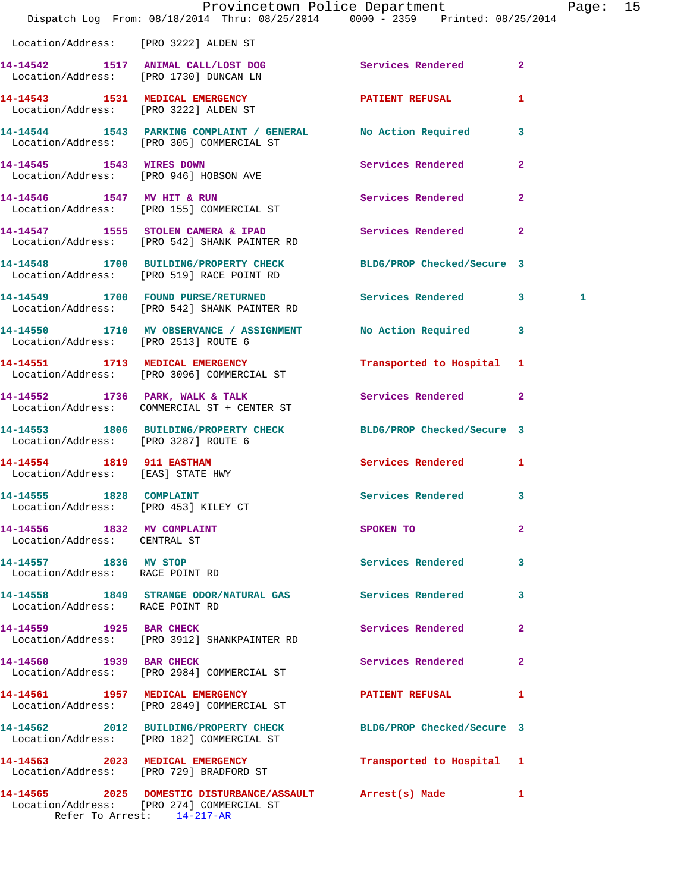Location/Address: [PRO 3222] ALDEN ST

14-14542 1517 ANIMAL CALL/LOST DOG Services Rendered 2
Location/Address: [PRO 1730] DUNCAN LN

14-14543 1531 MEDICAL EMERGENCY PATIENT REFUSAL 1
Location/Address: [PRO 3222] ALDEN ST

14-14544 1543 PARKING COMPLAINT / GENERAL No Action Required 3
Location/Address: [PRO 305] COMMERCIAL ST

14-14545 1543 WIRES DOWN Services Rendered 2
Location/Address: [PRO 946] HOBSON AVE

14-14546 1547 MV HIT & RUN Services Rendered 2
Location/Address: [PRO 155] COMMERCIAL ST

14-14547 1555 STOLEN CAMERA & IPAD Services Rendered 2
Location/Address: [PRO 542] SHANK PAINTER RD

14-14548 1700 BUILDING/PROPERTY CHECK BLDG/PROP Checked/Secure 3
Location/Address: [PRO 519] RACE POINT RD

14-14549 1700 FOUND PURSE/RETURNED Services Rendered 3 1
Location/Address: [PRO 542] SHANK PAINTER RD

14-14550 1710 MV OBSERVANCE / ASSIGNMENT No Action Required 3
Location/Address: [PRO 2513] ROUTE 6

14-14551 1713 MEDICAL EMERGENCY Transported to Hospital 1
Location/Address: [PRO 3096] COMMERCIAL ST

14-14552 1736 PARK, WALK & TALK Services Rendered 2
Location/Address: COMMERCIAL ST + CENTER ST

14-14553 1806 BUILDING/PROPERTY CHECK BLDG/PROP Checked/Secure 3
Location/Address: [PRO 3287] ROUTE 6

14-14554 1819 911 EASTHAM Services Rendered 1
Location/Address: [EAS] STATE HWY

14-14555 1828 COMPLAINT Services Rendered 3
Location/Address: [PRO 453] KILEY CT

14-14556 1832 MV COMPLAINT SPOKEN TO 2
Location/Address: CENTRAL ST

14-14557 1836 MV STOP Services Rendered 3
Location/Address: RACE POINT RD

14-14558 1849 STRANGE ODOR/NATURAL GAS Services Rendered 3
Location/Address: RACE POINT RD

14-14559 1925 BAR CHECK Services Rendered 2
Location/Address: [PRO 3912] SHANKPAINTER RD

14-14560 1939 BAR CHECK Services Rendered 2
Location/Address: [PRO 2984] COMMERCIAL ST

14-14561 1957 MEDICAL EMERGENCY PATIENT REFUSAL 1
Location/Address: [PRO 2849] COMMERCIAL ST

14-14562 2012 BUILDING/PROPERTY CHECK BLDG/PROP Checked/Secure 3
Location/Address: [PRO 182] COMMERCIAL ST

14-14563 2023 MEDICAL EMERGENCY Transported to Hospital 1
Location/Address: [PRO 729] BRADFORD ST

14-14565 2025 DOMESTIC DISTURBANCE/ASSAULT Arrest(s) Made 1
Location/Address: [PRO 274] COMMERCIAL ST
Refer To Arrest: 14-217-AR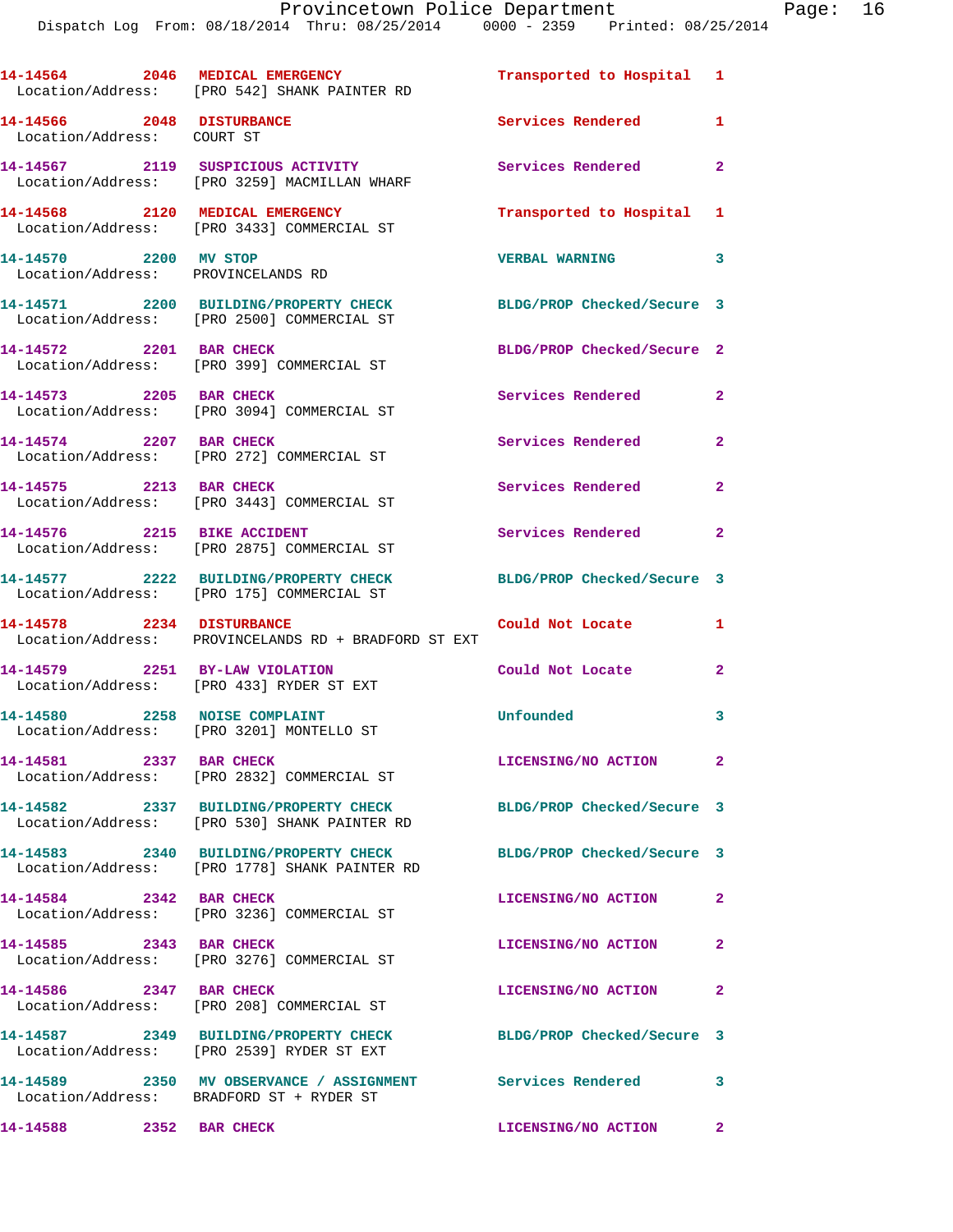14-14564 2046 MEDICAL EMERGENCY Transported to Hospital 1
Location/Address: [PRO 542] SHANK PAINTER RD

14-14566 2048 DISTURBANCE Services Rendered 1
Location/Address: COURT ST

14-14567 2119 SUSPICIOUS ACTIVITY Services Rendered 2
Location/Address: [PRO 3259] MACMILLAN WHARF

14-14568 2120 MEDICAL EMERGENCY Transported to Hospital 1
Location/Address: [PRO 3433] COMMERCIAL ST

14-14570 2200 MV STOP VERBAL WARNING 3
Location/Address: PROVINCELANDS RD

14-14571 2200 BUILDING/PROPERTY CHECK BLDG/PROP Checked/Secure 3
Location/Address: [PRO 2500] COMMERCIAL ST

14-14572 2201 BAR CHECK BLDG/PROP Checked/Secure 2
Location/Address: [PRO 399] COMMERCIAL ST

14-14573 2205 BAR CHECK Services Rendered 2
Location/Address: [PRO 3094] COMMERCIAL ST

14-14574 2207 BAR CHECK Services Rendered 2
Location/Address: [PRO 272] COMMERCIAL ST

14-14575 2213 BAR CHECK Services Rendered 2
Location/Address: [PRO 3443] COMMERCIAL ST

14-14576 2215 BIKE ACCIDENT Services Rendered 2
Location/Address: [PRO 2875] COMMERCIAL ST

14-14577 2222 BUILDING/PROPERTY CHECK BLDG/PROP Checked/Secure 3
Location/Address: [PRO 175] COMMERCIAL ST

14-14578 2234 DISTURBANCE Could Not Locate 1
Location/Address: PROVINCELANDS RD + BRADFORD ST EXT

14-14579 2251 BY-LAW VIOLATION Could Not Locate 2
Location/Address: [PRO 433] RYDER ST EXT

14-14580 2258 NOISE COMPLAINT Unfounded 3
Location/Address: [PRO 3201] MONTELLO ST

14-14581 2337 BAR CHECK LICENSING/NO ACTION 2
Location/Address: [PRO 2832] COMMERCIAL ST

14-14582 2337 BUILDING/PROPERTY CHECK BLDG/PROP Checked/Secure 3
Location/Address: [PRO 530] SHANK PAINTER RD

14-14583 2340 BUILDING/PROPERTY CHECK BLDG/PROP Checked/Secure 3
Location/Address: [PRO 1778] SHANK PAINTER RD

14-14584 2342 BAR CHECK LICENSING/NO ACTION 2
Location/Address: [PRO 3236] COMMERCIAL ST

14-14585 2343 BAR CHECK LICENSING/NO ACTION 2
Location/Address: [PRO 3276] COMMERCIAL ST

14-14586 2347 BAR CHECK LICENSING/NO ACTION 2
Location/Address: [PRO 208] COMMERCIAL ST

14-14587 2349 BUILDING/PROPERTY CHECK BLDG/PROP Checked/Secure 3
Location/Address: [PRO 2539] RYDER ST EXT

14-14589 2350 MV OBSERVANCE / ASSIGNMENT Services Rendered 3
Location/Address: BRADFORD ST + RYDER ST

14-14588 2352 BAR CHECK LICENSING/NO ACTION 2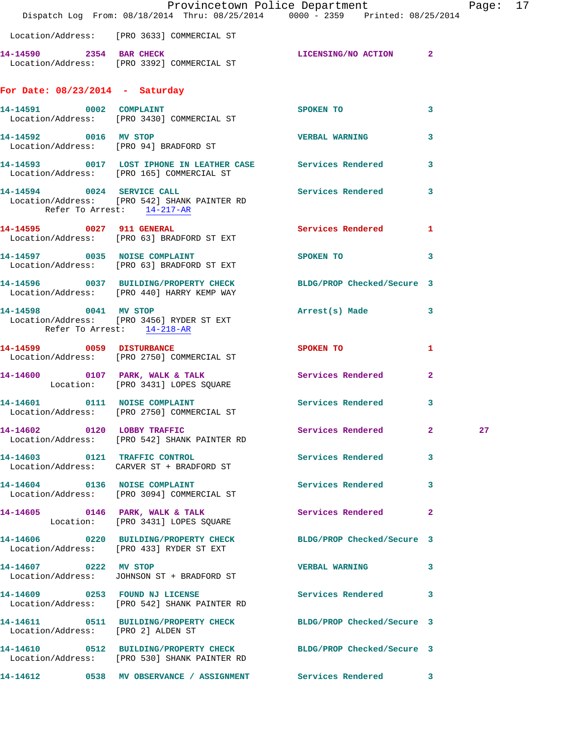Location/Address: [PRO 3633] COMMERCIAL ST

14-14590 2354 BAR CHECK LICENSING/NO ACTION 2
Location/Address: [PRO 3392] COMMERCIAL ST

## For Date: 08/23/2014 - Saturday

14-14591 0002 COMPLAINT SPOKEN TO 3
Location/Address: [PRO 3430] COMMERCIAL ST

14-14592 0016 MV STOP VERBAL WARNING 3
Location/Address: [PRO 94] BRADFORD ST

14-14593 0017 LOST IPHONE IN LEATHER CASE Services Rendered 3
Location/Address: [PRO 165] COMMERCIAL ST

14-14594 0024 SERVICE CALL Services Rendered 3
Location/Address: [PRO 542] SHANK PAINTER RD
Refer To Arrest: 14-217-AR

14-14595 0027 911 GENERAL Services Rendered 1
Location/Address: [PRO 63] BRADFORD ST EXT

14-14597 0035 NOISE COMPLAINT SPOKEN TO 3
Location/Address: [PRO 63] BRADFORD ST EXT

14-14596 0037 BUILDING/PROPERTY CHECK BLDG/PROP Checked/Secure 3
Location/Address: [PRO 440] HARRY KEMP WAY

14-14598 0041 MV STOP Arrest(s) Made 3
Location/Address: [PRO 3456] RYDER ST EXT
Refer To Arrest: 14-218-AR

14-14599 0059 DISTURBANCE SPOKEN TO 1
Location/Address: [PRO 2750] COMMERCIAL ST

14-14600 0107 PARK, WALK & TALK Services Rendered 2
Location: [PRO 3431] LOPES SQUARE

14-14601 0111 NOISE COMPLAINT Services Rendered 3
Location/Address: [PRO 2750] COMMERCIAL ST

14-14602 0120 LOBBY TRAFFIC Services Rendered 2 27
Location/Address: [PRO 542] SHANK PAINTER RD

14-14603 0121 TRAFFIC CONTROL Services Rendered 3
Location/Address: CARVER ST + BRADFORD ST

14-14604 0136 NOISE COMPLAINT Services Rendered 3
Location/Address: [PRO 3094] COMMERCIAL ST

14-14605 0146 PARK, WALK & TALK Services Rendered 2
Location: [PRO 3431] LOPES SQUARE

14-14606 0220 BUILDING/PROPERTY CHECK BLDG/PROP Checked/Secure 3
Location/Address: [PRO 433] RYDER ST EXT

14-14607 0222 MV STOP VERBAL WARNING 3
Location/Address: JOHNSON ST + BRADFORD ST

14-14609 0253 FOUND NJ LICENSE Services Rendered 3
Location/Address: [PRO 542] SHANK PAINTER RD

14-14611 0511 BUILDING/PROPERTY CHECK BLDG/PROP Checked/Secure 3
Location/Address: [PRO 2] ALDEN ST

14-14610 0512 BUILDING/PROPERTY CHECK BLDG/PROP Checked/Secure 3
Location/Address: [PRO 530] SHANK PAINTER RD

14-14612 0538 MV OBSERVANCE / ASSIGNMENT Services Rendered 3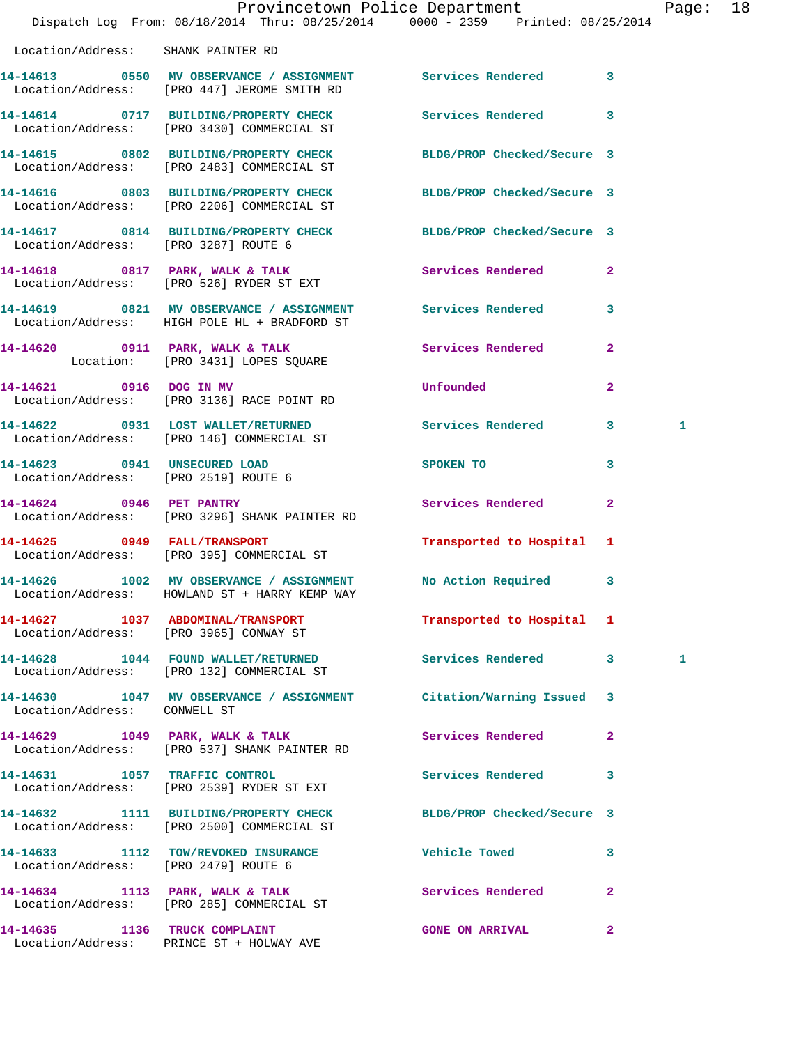Location/Address: SHANK PAINTER RD

14-14613 0550 MV OBSERVATION / ASSIGNMENT Services Rendered 3
Location/Address: [PRO 447] JEROME SMITH RD

14-14614 0717 BUILDING/PROPERTY CHECK Services Rendered 3
Location/Address: [PRO 3430] COMMERCIAL ST

14-14615 0802 BUILDING/PROPERTY CHECK BLDG/PROP Checked/Secure 3
Location/Address: [PRO 2483] COMMERCIAL ST

14-14616 0803 BUILDING/PROPERTY CHECK BLDG/PROP Checked/Secure 3
Location/Address: [PRO 2206] COMMERCIAL ST

14-14617 0814 BUILDING/PROPERTY CHECK BLDG/PROP Checked/Secure 3
Location/Address: [PRO 3287] ROUTE 6

14-14618 0817 PARK, WALK & TALK Services Rendered 2
Location/Address: [PRO 526] RYDER ST EXT

14-14619 0821 MV OBSERVATION / ASSIGNMENT Services Rendered 3
Location/Address: HIGH POLE HL + BRADFORD ST

14-14620 0911 PARK, WALK & TALK Services Rendered 2
Location: [PRO 3431] LOPES SQUARE

14-14621 0916 DOG IN MV Unfounded 2
Location/Address: [PRO 3136] RACE POINT RD

14-14622 0931 LOST WALLET/RETURNED Services Rendered 3 1
Location/Address: [PRO 146] COMMERCIAL ST

14-14623 0941 UNSECURED LOAD SPOKEN TO 3
Location/Address: [PRO 2519] ROUTE 6

14-14624 0946 PET PANTRY Services Rendered 2
Location/Address: [PRO 3296] SHANK PAINTER RD

14-14625 0949 FALL/TRANSPORT Transported to Hospital 1
Location/Address: [PRO 395] COMMERCIAL ST

14-14626 1002 MV OBSERVATION / ASSIGNMENT No Action Required 3
Location/Address: HOWLAND ST + HARRY KEMP WAY

14-14627 1037 ABDOMINAL/TRANSPORT Transported to Hospital 1
Location/Address: [PRO 3965] CONWAY ST

14-14628 1044 FOUND WALLET/RETURNED Services Rendered 3 1
Location/Address: [PRO 132] COMMERCIAL ST

14-14630 1047 MV OBSERVATION / ASSIGNMENT Citation/Warning Issued 3
Location/Address: CONWELL ST

14-14629 1049 PARK, WALK & TALK Services Rendered 2
Location/Address: [PRO 537] SHANK PAINTER RD

14-14631 1057 TRAFFIC CONTROL Services Rendered 3
Location/Address: [PRO 2539] RYDER ST EXT

14-14632 1111 BUILDING/PROPERTY CHECK BLDG/PROP Checked/Secure 3
Location/Address: [PRO 2500] COMMERCIAL ST

14-14633 1112 TOW/REVOKED INSURANCE Vehicle Towed 3
Location/Address: [PRO 2479] ROUTE 6

14-14634 1113 PARK, WALK & TALK Services Rendered 2
Location/Address: [PRO 285] COMMERCIAL ST

14-14635 1136 TRUCK COMPLAINT GONE ON ARRIVAL 2
Location/Address: PRINCE ST + HOLWAY AVE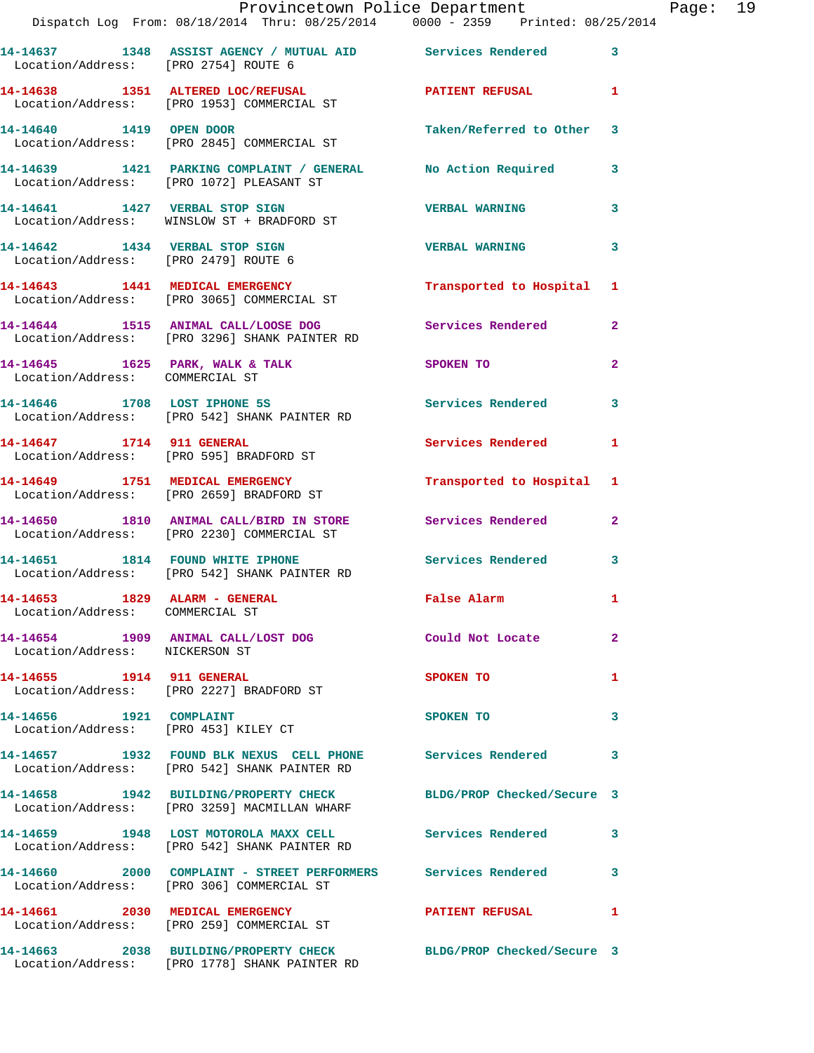14-14637 1348 ASSIST AGENCY / MUTUAL AID Services Rendered 3
Location/Address: [PRO 2754] ROUTE 6

14-14638 1351 ALTERED LOC/REFUSAL PATIENT REFUSAL 1
Location/Address: [PRO 1953] COMMERCIAL ST

14-14640 1419 OPEN DOOR Taken/Referred to Other 3
Location/Address: [PRO 2845] COMMERCIAL ST

14-14639 1421 PARKING COMPLAINT / GENERAL No Action Required 3
Location/Address: [PRO 1072] PLEASANT ST

14-14641 1427 VERBAL STOP SIGN VERBAL WARNING 3
Location/Address: WINSLOW ST + BRADFORD ST

14-14642 1434 VERBAL STOP SIGN VERBAL WARNING 3
Location/Address: [PRO 2479] ROUTE 6

14-14643 1441 MEDICAL EMERGENCY Transported to Hospital 1
Location/Address: [PRO 3065] COMMERCIAL ST

14-14644 1515 ANIMAL CALL/LOOSE DOG Services Rendered 2
Location/Address: [PRO 3296] SHANK PAINTER RD

14-14645 1625 PARK, WALK & TALK SPOKEN TO 2
Location/Address: COMMERCIAL ST

14-14646 1708 LOST IPHONE 5S Services Rendered 3
Location/Address: [PRO 542] SHANK PAINTER RD

14-14647 1714 911 GENERAL Services Rendered 1
Location/Address: [PRO 595] BRADFORD ST

14-14649 1751 MEDICAL EMERGENCY Transported to Hospital 1
Location/Address: [PRO 2659] BRADFORD ST

14-14650 1810 ANIMAL CALL/BIRD IN STORE Services Rendered 2
Location/Address: [PRO 2230] COMMERCIAL ST

14-14651 1814 FOUND WHITE IPHONE Services Rendered 3
Location/Address: [PRO 542] SHANK PAINTER RD

14-14653 1829 ALARM - GENERAL False Alarm 1
Location/Address: COMMERCIAL ST

14-14654 1909 ANIMAL CALL/LOST DOG Could Not Locate 2
Location/Address: NICKERSON ST

14-14655 1914 911 GENERAL SPOKEN TO 1
Location/Address: [PRO 2227] BRADFORD ST

14-14656 1921 COMPLAINT SPOKEN TO 3
Location/Address: [PRO 453] KILEY CT

14-14657 1932 FOUND BLK NEXUS CELL PHONE Services Rendered 3
Location/Address: [PRO 542] SHANK PAINTER RD

14-14658 1942 BUILDING/PROPERTY CHECK BLDG/PROP Checked/Secure 3
Location/Address: [PRO 3259] MACMILLAN WHARF

14-14659 1948 LOST MOTOROLA MAXX CELL Services Rendered 3
Location/Address: [PRO 542] SHANK PAINTER RD

14-14660 2000 COMPLAINT - STREET PERFORMERS Services Rendered 3
Location/Address: [PRO 306] COMMERCIAL ST

14-14661 2030 MEDICAL EMERGENCY PATIENT REFUSAL 1
Location/Address: [PRO 259] COMMERCIAL ST

14-14663 2038 BUILDING/PROPERTY CHECK BLDG/PROP Checked/Secure 3
Location/Address: [PRO 1778] SHANK PAINTER RD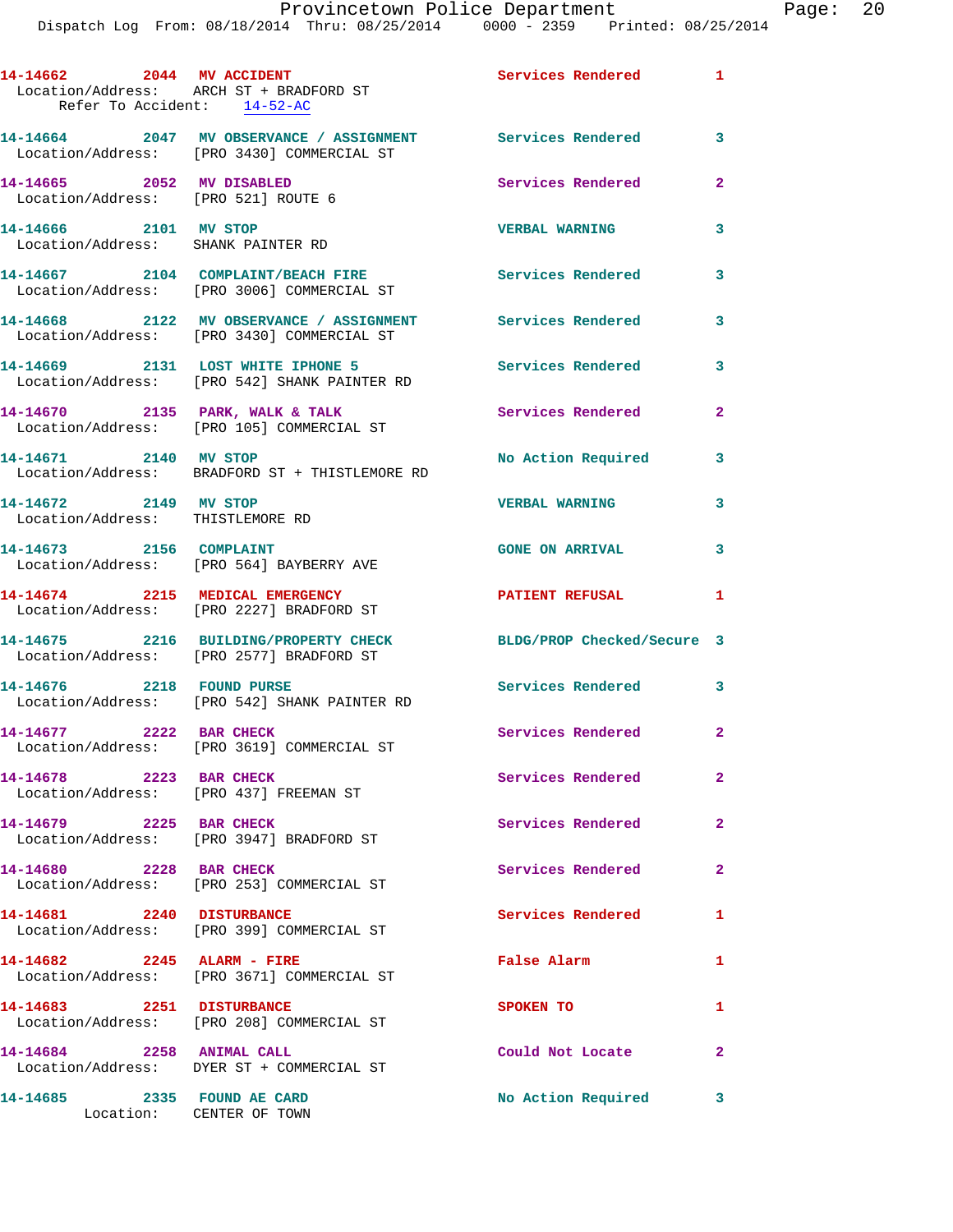14-14662 2044 MV ACCIDENT Services Rendered 1
Location/Address: ARCH ST + BRADFORD ST
Refer To Accident: 14-52-AC

14-14664 2047 MV OBSERVANCE / ASSIGNMENT Services Rendered 3
Location/Address: [PRO 3430] COMMERCIAL ST

14-14665 2052 MV DISABLED Services Rendered 2
Location/Address: [PRO 521] ROUTE 6

14-14666 2101 MV STOP VERBAL WARNING 3
Location/Address: SHANK PAINTER RD

14-14667 2104 COMPLAINT/BEACH FIRE Services Rendered 3
Location/Address: [PRO 3006] COMMERCIAL ST

14-14668 2122 MV OBSERVANCE / ASSIGNMENT Services Rendered 3
Location/Address: [PRO 3430] COMMERCIAL ST

14-14669 2131 LOST WHITE IPHONE 5 Services Rendered 3
Location/Address: [PRO 542] SHANK PAINTER RD

14-14670 2135 PARK, WALK & TALK Services Rendered 2
Location/Address: [PRO 105] COMMERCIAL ST

14-14671 2140 MV STOP No Action Required 3
Location/Address: BRADFORD ST + THISTLEMORE RD

14-14672 2149 MV STOP VERBAL WARNING 3
Location/Address: THISTLEMORE RD

14-14673 2156 COMPLAINT GONE ON ARRIVAL 3
Location/Address: [PRO 564] BAYBERRY AVE

14-14674 2215 MEDICAL EMERGENCY PATIENT REFUSAL 1
Location/Address: [PRO 2227] BRADFORD ST

14-14675 2216 BUILDING/PROPERTY CHECK BLDG/PROP Checked/Secure 3
Location/Address: [PRO 2577] BRADFORD ST

14-14676 2218 FOUND PURSE Services Rendered 3
Location/Address: [PRO 542] SHANK PAINTER RD

14-14677 2222 BAR CHECK Services Rendered 2
Location/Address: [PRO 3619] COMMERCIAL ST

14-14678 2223 BAR CHECK Services Rendered 2
Location/Address: [PRO 437] FREEMAN ST

14-14679 2225 BAR CHECK Services Rendered 2
Location/Address: [PRO 3947] BRADFORD ST

14-14680 2228 BAR CHECK Services Rendered 2
Location/Address: [PRO 253] COMMERCIAL ST

14-14681 2240 DISTURBANCE Services Rendered 1
Location/Address: [PRO 399] COMMERCIAL ST

14-14682 2245 ALARM - FIRE False Alarm 1
Location/Address: [PRO 3671] COMMERCIAL ST

14-14683 2251 DISTURBANCE SPOKEN TO 1
Location/Address: [PRO 208] COMMERCIAL ST

14-14684 2258 ANIMAL CALL Could Not Locate 2
Location/Address: DYER ST + COMMERCIAL ST

14-14685 2335 FOUND AE CARD No Action Required 3
Location: CENTER OF TOWN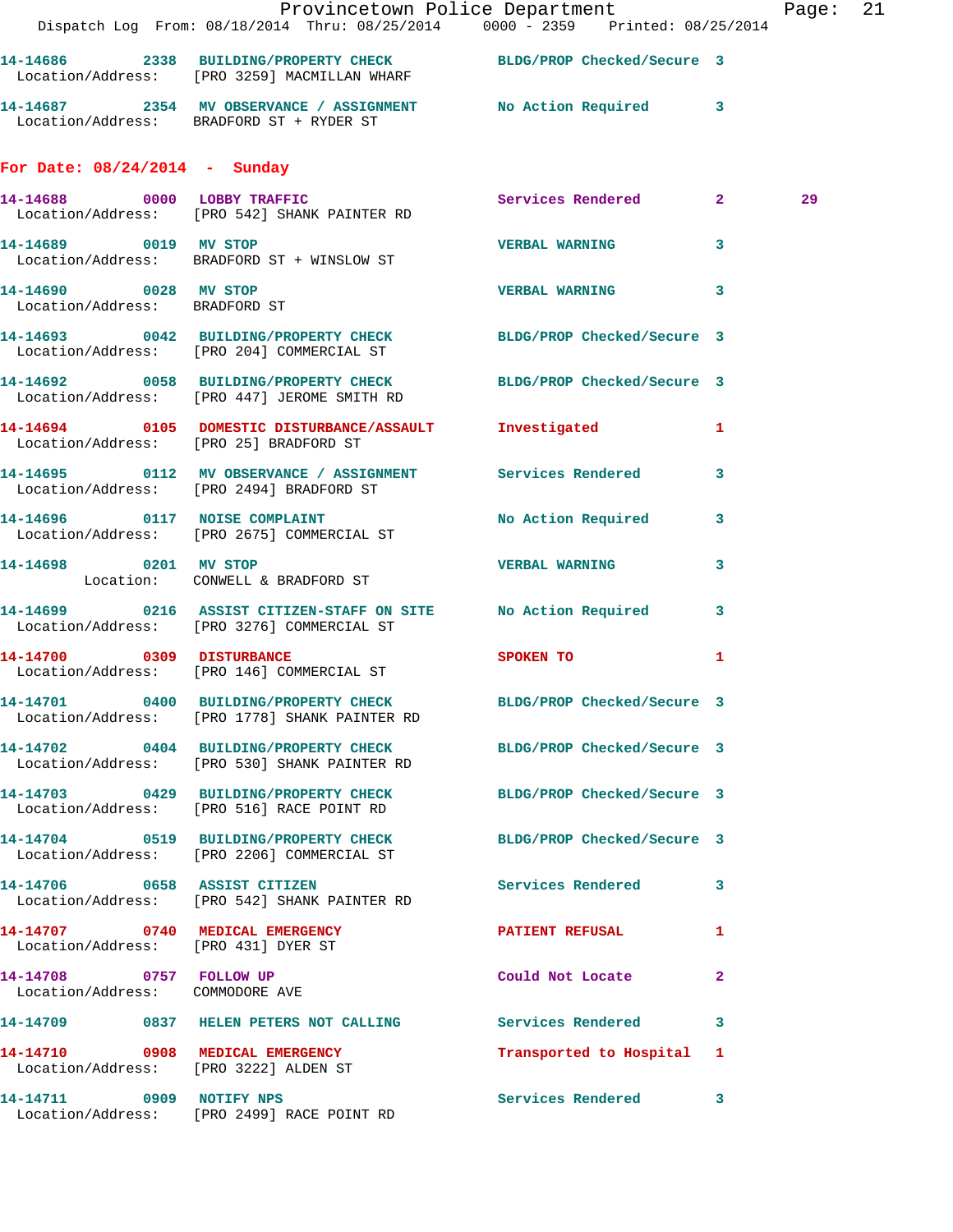14-14686 2338 BUILDING/PROPERTY CHECK BLDG/PROP Checked/Secure 3
Location/Address: [PRO 3259] MACMILLAN WHARF

14-14687 2354 MV OBSERVANCE / ASSIGNMENT No Action Required 3
Location/Address: BRADFORD ST + RYDER ST

## For Date: 08/24/2014 - Sunday

14-14688 0000 LOBBY TRAFFIC Services Rendered 2 29
Location/Address: [PRO 542] SHANK PAINTER RD

14-14689 0019 MV STOP VERBAL WARNING 3
Location/Address: BRADFORD ST + WINSLOW ST

14-14690 0028 MV STOP VERBAL WARNING 3
Location/Address: BRADFORD ST

14-14693 0042 BUILDING/PROPERTY CHECK BLDG/PROP Checked/Secure 3
Location/Address: [PRO 204] COMMERCIAL ST

14-14692 0058 BUILDING/PROPERTY CHECK BLDG/PROP Checked/Secure 3
Location/Address: [PRO 447] JEROME SMITH RD

14-14694 0105 DOMESTIC DISTURBANCE/ASSAULT Investigated 1
Location/Address: [PRO 25] BRADFORD ST

14-14695 0112 MV OBSERVANCE / ASSIGNMENT Services Rendered 3
Location/Address: [PRO 2494] BRADFORD ST

14-14696 0117 NOISE COMPLAINT No Action Required 3
Location/Address: [PRO 2675] COMMERCIAL ST

14-14698 0201 MV STOP VERBAL WARNING 3
Location: CONWELL & BRADFORD ST

14-14699 0216 ASSIST CITIZEN-STAFF ON SITE No Action Required 3
Location/Address: [PRO 3276] COMMERCIAL ST

14-14700 0309 DISTURBANCE SPOKEN TO 1
Location/Address: [PRO 146] COMMERCIAL ST

14-14701 0400 BUILDING/PROPERTY CHECK BLDG/PROP Checked/Secure 3
Location/Address: [PRO 1778] SHANK PAINTER RD

14-14702 0404 BUILDING/PROPERTY CHECK BLDG/PROP Checked/Secure 3
Location/Address: [PRO 530] SHANK PAINTER RD

14-14703 0429 BUILDING/PROPERTY CHECK BLDG/PROP Checked/Secure 3
Location/Address: [PRO 516] RACE POINT RD

14-14704 0519 BUILDING/PROPERTY CHECK BLDG/PROP Checked/Secure 3
Location/Address: [PRO 2206] COMMERCIAL ST

14-14706 0658 ASSIST CITIZEN Services Rendered 3
Location/Address: [PRO 542] SHANK PAINTER RD

14-14707 0740 MEDICAL EMERGENCY PATIENT REFUSAL 1
Location/Address: [PRO 431] DYER ST

14-14708 0757 FOLLOW UP Could Not Locate 2
Location/Address: COMMODORE AVE

14-14709 0837 HELEN PETERS NOT CALLING Services Rendered 3

14-14710 0908 MEDICAL EMERGENCY Transported to Hospital 1
Location/Address: [PRO 3222] ALDEN ST

14-14711 0909 NOTIFY NPS Services Rendered 3
Location/Address: [PRO 2499] RACE POINT RD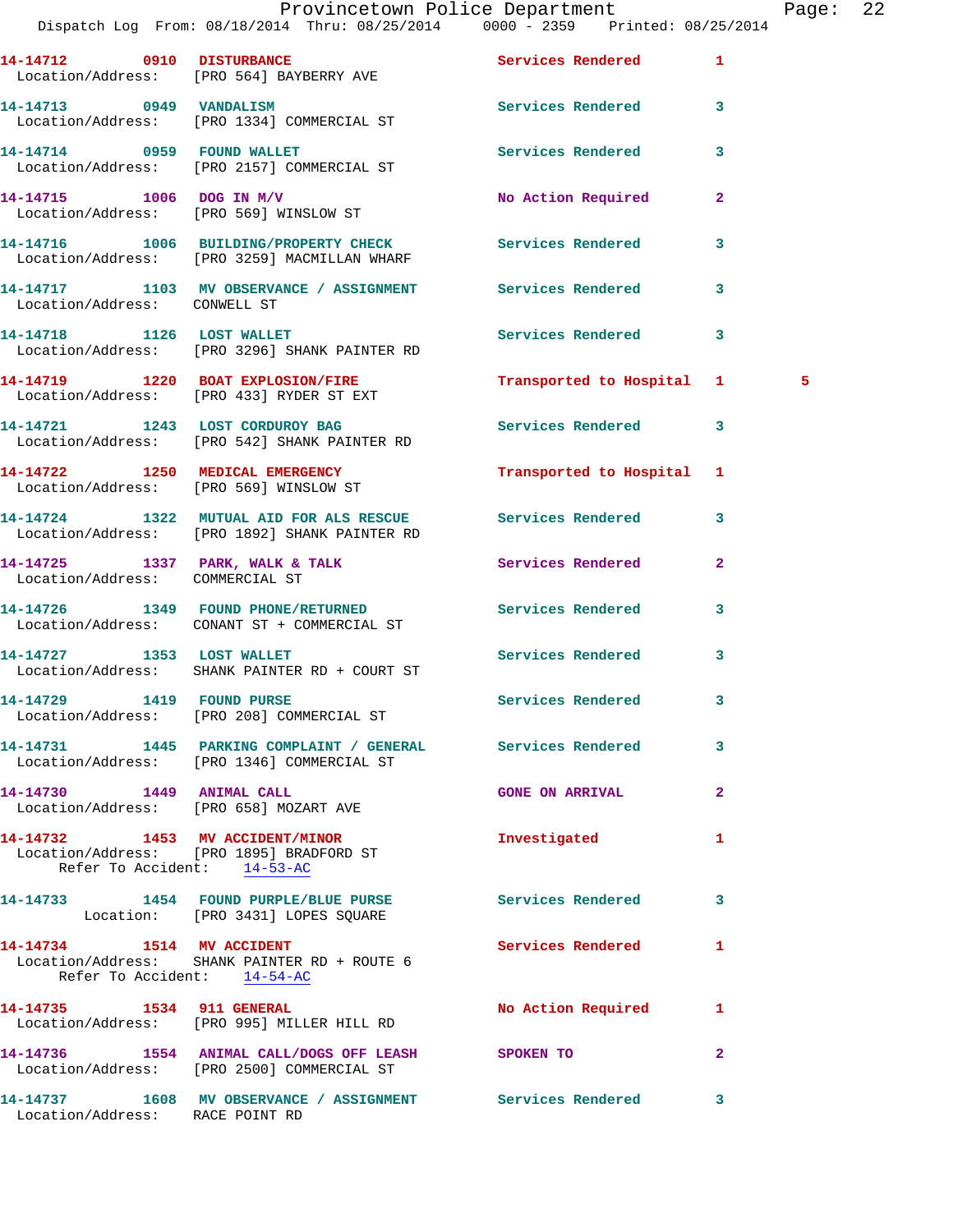Provincetown Police Department
Dispatch Log From: 08/18/2014 Thru: 08/25/2014 0000 - 2359 Printed: 08/25/2014

**14-14712 0910 DISTURBANCE** Services Rendered 1
Location/Address: [PRO 564] BAYBERRY AVE

**14-14713 0949 VANDALISM** Services Rendered 3
Location/Address: [PRO 1334] COMMERCIAL ST

**14-14714 0959 FOUND WALLET** Services Rendered 3
Location/Address: [PRO 2157] COMMERCIAL ST

**14-14715 1006 DOG IN M/V** No Action Required 2
Location/Address: [PRO 569] WINSLOW ST

**14-14716 1006 BUILDING/PROPERTY CHECK** Services Rendered 3
Location/Address: [PRO 3259] MACMILLAN WHARF

**14-14717 1103 MV OBSERVANCE / ASSIGNMENT** Services Rendered 3
Location/Address: CONWELL ST

**14-14718 1126 LOST WALLET** Services Rendered 3
Location/Address: [PRO 3296] SHANK PAINTER RD

**14-14719 1220 BOAT EXPLOSION/FIRE** Transported to Hospital 1 5
Location/Address: [PRO 433] RYDER ST EXT

**14-14721 1243 LOST CORDUROY BAG** Services Rendered 3
Location/Address: [PRO 542] SHANK PAINTER RD

**14-14722 1250 MEDICAL EMERGENCY** Transported to Hospital 1
Location/Address: [PRO 569] WINSLOW ST

**14-14724 1322 MUTUAL AID FOR ALS RESCUE** Services Rendered 3
Location/Address: [PRO 1892] SHANK PAINTER RD

**14-14725 1337 PARK, WALK & TALK** Services Rendered 2
Location/Address: COMMERCIAL ST

**14-14726 1349 FOUND PHONE/RETURNED** Services Rendered 3
Location/Address: CONANT ST + COMMERCIAL ST

**14-14727 1353 LOST WALLET** Services Rendered 3
Location/Address: SHANK PAINTER RD + COURT ST

**14-14729 1419 FOUND PURSE** Services Rendered 3
Location/Address: [PRO 208] COMMERCIAL ST

**14-14731 1445 PARKING COMPLAINT / GENERAL** Services Rendered 3
Location/Address: [PRO 1346] COMMERCIAL ST

**14-14730 1449 ANIMAL CALL** GONE ON ARRIVAL 2
Location/Address: [PRO 658] MOZART AVE

**14-14732 1453 MV ACCIDENT/MINOR** Investigated 1
Location/Address: [PRO 1895] BRADFORD ST
Refer To Accident: 14-53-AC

**14-14733 1454 FOUND PURPLE/BLUE PURSE** Services Rendered 3
Location: [PRO 3431] LOPES SQUARE

**14-14734 1514 MV ACCIDENT** Services Rendered 1
Location/Address: SHANK PAINTER RD + ROUTE 6
Refer To Accident: 14-54-AC

**14-14735 1534 911 GENERAL** No Action Required 1
Location/Address: [PRO 995] MILLER HILL RD

**14-14736 1554 ANIMAL CALL/DOGS OFF LEASH** SPOKEN TO 2
Location/Address: [PRO 2500] COMMERCIAL ST

**14-14737 1608 MV OBSERVANCE / ASSIGNMENT** Services Rendered 3
Location/Address: RACE POINT RD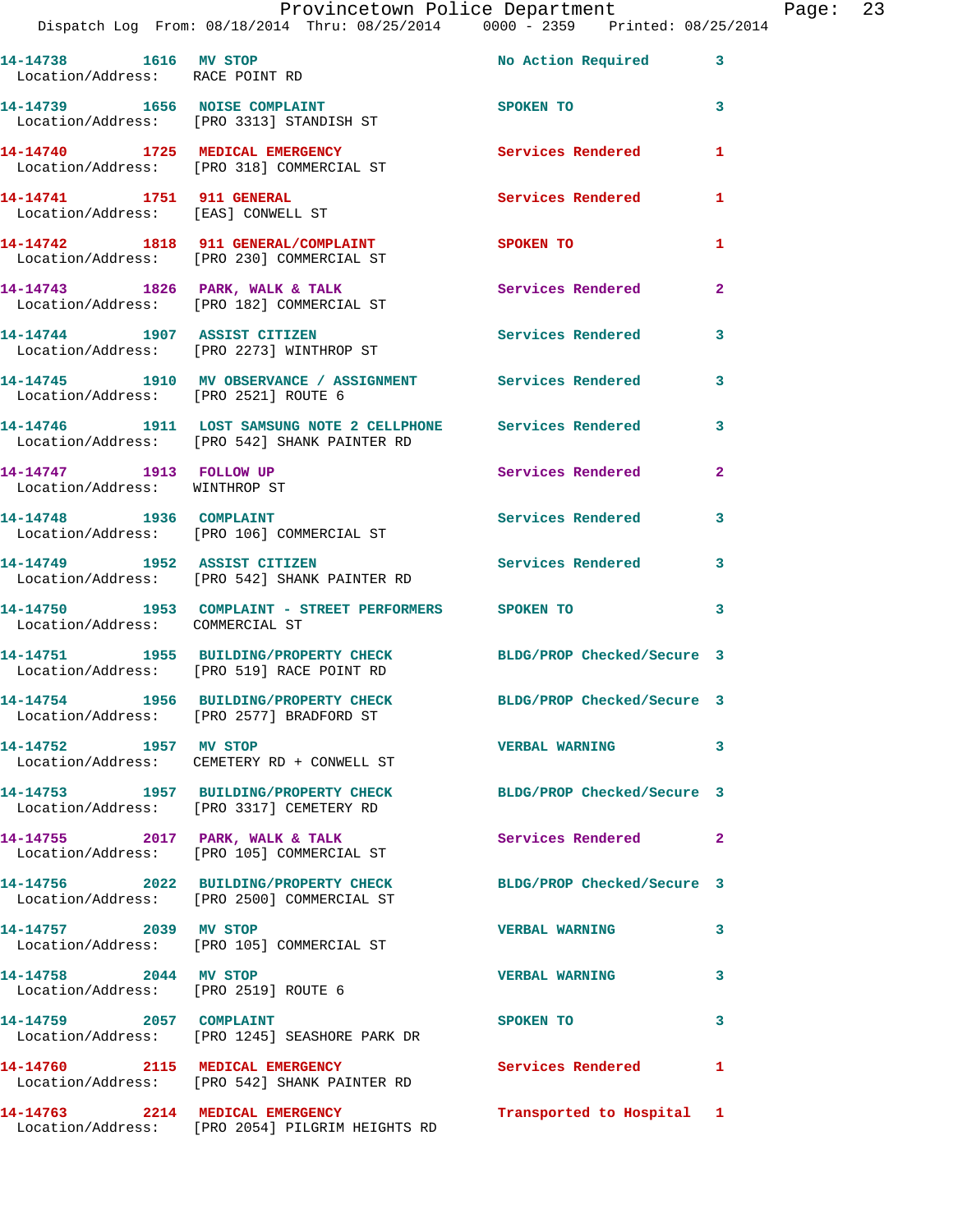| Call # | Time | Call Type | Disposition | Priority |
|---|---|---|---|---|
| 14-14738 | 1616 | MV STOP | No Action Required | 3 |
| Location/Address: | | RACE POINT RD | | |
| 14-14739 | 1656 | NOISE COMPLAINT | SPOKEN TO | 3 |
| Location/Address: | | [PRO 3313] STANDISH ST | | |
| 14-14740 | 1725 | MEDICAL EMERGENCY | Services Rendered | 1 |
| Location/Address: | | [PRO 318] COMMERCIAL ST | | |
| 14-14741 | 1751 | 911 GENERAL | Services Rendered | 1 |
| Location/Address: | | [EAS] CONWELL ST | | |
| 14-14742 | 1818 | 911 GENERAL/COMPLAINT | SPOKEN TO | 1 |
| Location/Address: | | [PRO 230] COMMERCIAL ST | | |
| 14-14743 | 1826 | PARK, WALK & TALK | Services Rendered | 2 |
| Location/Address: | | [PRO 182] COMMERCIAL ST | | |
| 14-14744 | 1907 | ASSIST CITIZEN | Services Rendered | 3 |
| Location/Address: | | [PRO 2273] WINTHROP ST | | |
| 14-14745 | 1910 | MV OBSERVANCE / ASSIGNMENT | Services Rendered | 3 |
| Location/Address: | | [PRO 2521] ROUTE 6 | | |
| 14-14746 | 1911 | LOST SAMSUNG NOTE 2 CELLPHONE | Services Rendered | 3 |
| Location/Address: | | [PRO 542] SHANK PAINTER RD | | |
| 14-14747 | 1913 | FOLLOW UP | Services Rendered | 2 |
| Location/Address: | | WINTHROP ST | | |
| 14-14748 | 1936 | COMPLAINT | Services Rendered | 3 |
| Location/Address: | | [PRO 106] COMMERCIAL ST | | |
| 14-14749 | 1952 | ASSIST CITIZEN | Services Rendered | 3 |
| Location/Address: | | [PRO 542] SHANK PAINTER RD | | |
| 14-14750 | 1953 | COMPLAINT - STREET PERFORMERS | SPOKEN TO | 3 |
| Location/Address: | | COMMERCIAL ST | | |
| 14-14751 | 1955 | BUILDING/PROPERTY CHECK | BLDG/PROP Checked/Secure | 3 |
| Location/Address: | | [PRO 519] RACE POINT RD | | |
| 14-14754 | 1956 | BUILDING/PROPERTY CHECK | BLDG/PROP Checked/Secure | 3 |
| Location/Address: | | [PRO 2577] BRADFORD ST | | |
| 14-14752 | 1957 | MV STOP | VERBAL WARNING | 3 |
| Location/Address: | | CEMETERY RD + CONWELL ST | | |
| 14-14753 | 1957 | BUILDING/PROPERTY CHECK | BLDG/PROP Checked/Secure | 3 |
| Location/Address: | | [PRO 3317] CEMETERY RD | | |
| 14-14755 | 2017 | PARK, WALK & TALK | Services Rendered | 2 |
| Location/Address: | | [PRO 105] COMMERCIAL ST | | |
| 14-14756 | 2022 | BUILDING/PROPERTY CHECK | BLDG/PROP Checked/Secure | 3 |
| Location/Address: | | [PRO 2500] COMMERCIAL ST | | |
| 14-14757 | 2039 | MV STOP | VERBAL WARNING | 3 |
| Location/Address: | | [PRO 105] COMMERCIAL ST | | |
| 14-14758 | 2044 | MV STOP | VERBAL WARNING | 3 |
| Location/Address: | | [PRO 2519] ROUTE 6 | | |
| 14-14759 | 2057 | COMPLAINT | SPOKEN TO | 3 |
| Location/Address: | | [PRO 1245] SEASHORE PARK DR | | |
| 14-14760 | 2115 | MEDICAL EMERGENCY | Services Rendered | 1 |
| Location/Address: | | [PRO 542] SHANK PAINTER RD | | |
| 14-14763 | 2214 | MEDICAL EMERGENCY | Transported to Hospital | 1 |
| Location/Address: | | [PRO 2054] PILGRIM HEIGHTS RD | | |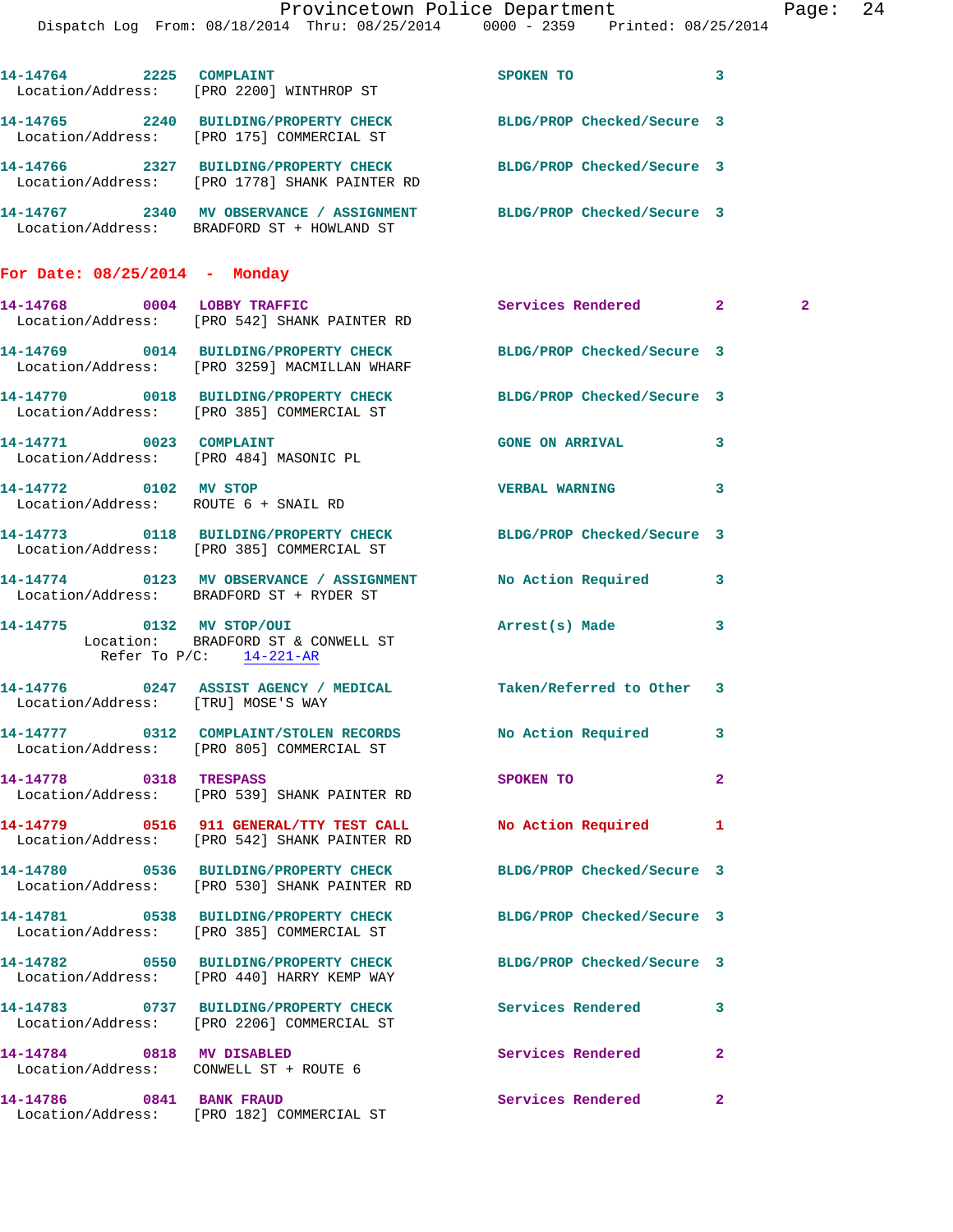14-14764 2225 COMPLAINT SPOKEN TO 3
Location/Address: [PRO 2200] WINTHROP ST

14-14765 2240 BUILDING/PROPERTY CHECK BLDG/PROP Checked/Secure 3
Location/Address: [PRO 175] COMMERCIAL ST

14-14766 2327 BUILDING/PROPERTY CHECK BLDG/PROP Checked/Secure 3
Location/Address: [PRO 1778] SHANK PAINTER RD

14-14767 2340 MV OBSERVANCE / ASSIGNMENT BLDG/PROP Checked/Secure 3
Location/Address: BRADFORD ST + HOWLAND ST

## For Date: 08/25/2014 - Monday

14-14768 0004 LOBBY TRAFFIC Services Rendered 2 2
Location/Address: [PRO 542] SHANK PAINTER RD

14-14769 0014 BUILDING/PROPERTY CHECK BLDG/PROP Checked/Secure 3
Location/Address: [PRO 3259] MACMILLAN WHARF

14-14770 0018 BUILDING/PROPERTY CHECK BLDG/PROP Checked/Secure 3
Location/Address: [PRO 385] COMMERCIAL ST

14-14771 0023 COMPLAINT GONE ON ARRIVAL 3
Location/Address: [PRO 484] MASONIC PL

14-14772 0102 MV STOP VERBAL WARNING 3
Location/Address: ROUTE 6 + SNAIL RD

14-14773 0118 BUILDING/PROPERTY CHECK BLDG/PROP Checked/Secure 3
Location/Address: [PRO 385] COMMERCIAL ST

14-14774 0123 MV OBSERVANCE / ASSIGNMENT No Action Required 3
Location/Address: BRADFORD ST + RYDER ST

14-14775 0132 MV STOP/OUI Arrest(s) Made 3
Location: BRADFORD ST & CONWELL ST
Refer To P/C: 14-221-AR

14-14776 0247 ASSIST AGENCY / MEDICAL Taken/Referred to Other 3
Location/Address: [TRU] MOSE'S WAY

14-14777 0312 COMPLAINT/STOLEN RECORDS No Action Required 3
Location/Address: [PRO 805] COMMERCIAL ST

14-14778 0318 TRESPASS SPOKEN TO 2
Location/Address: [PRO 539] SHANK PAINTER RD

14-14779 0516 911 GENERAL/TTY TEST CALL No Action Required 1
Location/Address: [PRO 542] SHANK PAINTER RD

14-14780 0536 BUILDING/PROPERTY CHECK BLDG/PROP Checked/Secure 3
Location/Address: [PRO 530] SHANK PAINTER RD

14-14781 0538 BUILDING/PROPERTY CHECK BLDG/PROP Checked/Secure 3
Location/Address: [PRO 385] COMMERCIAL ST

14-14782 0550 BUILDING/PROPERTY CHECK BLDG/PROP Checked/Secure 3
Location/Address: [PRO 440] HARRY KEMP WAY

14-14783 0737 BUILDING/PROPERTY CHECK Services Rendered 3
Location/Address: [PRO 2206] COMMERCIAL ST

14-14784 0818 MV DISABLED Services Rendered 2
Location/Address: CONWELL ST + ROUTE 6

14-14786 0841 BANK FRAUD Services Rendered 2
Location/Address: [PRO 182] COMMERCIAL ST